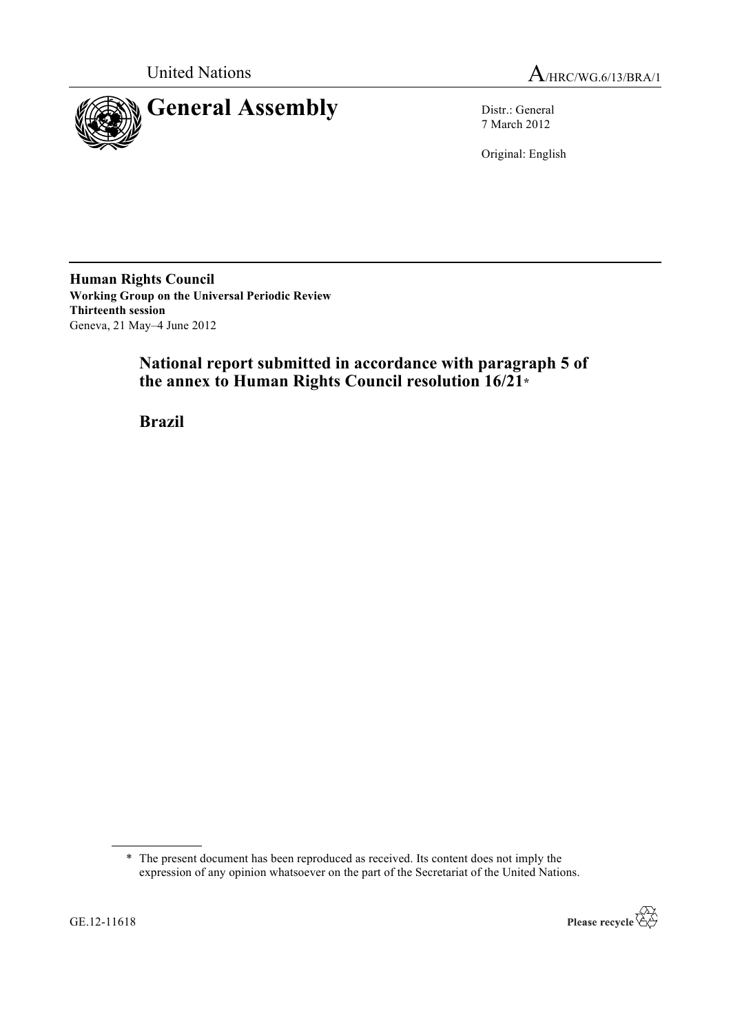United Nations

A/HRC/WG.6/13/BRA/1

# General Assembly

Distr.: General
7 March 2012

Original: English

**Human Rights Council**
**Working Group on the Universal Periodic Review**
**Thirteenth session**
Geneva, 21 May–4 June 2012

## National report submitted in accordance with paragraph 5 of the annex to Human Rights Council resolution 16/21*

## Brazil

---

\* The present document has been reproduced as received. Its content does not imply the expression of any opinion whatsoever on the part of the Secretariat of the United Nations.

GE.12-11618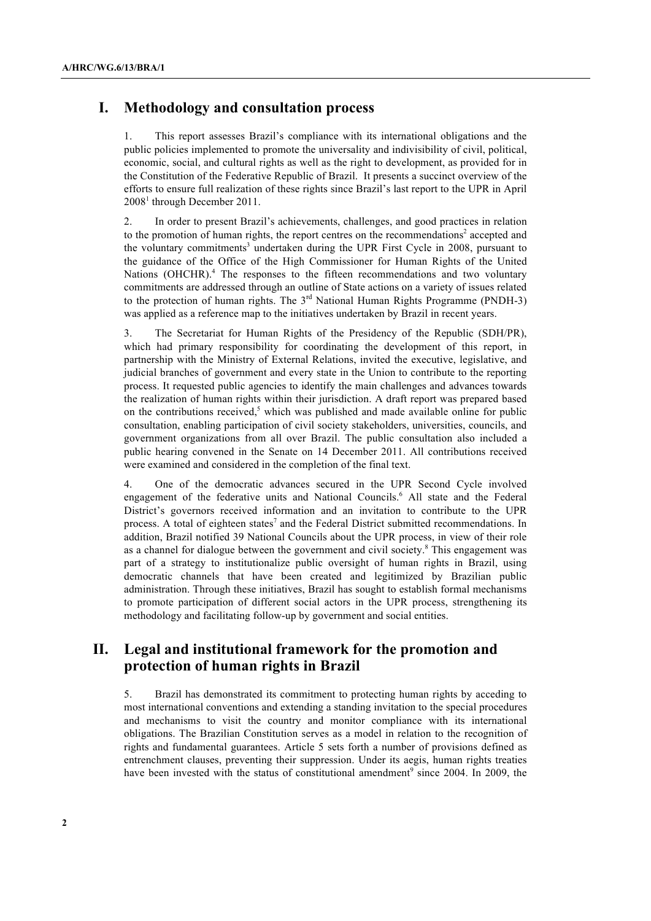## I. Methodology and consultation process

1. This report assesses Brazil's compliance with its international obligations and the public policies implemented to promote the universality and indivisibility of civil, political, economic, social, and cultural rights as well as the right to development, as provided for in the Constitution of the Federative Republic of Brazil. It presents a succinct overview of the efforts to ensure full realization of these rights since Brazil's last report to the UPR in April 2008[1] through December 2011.

2. In order to present Brazil's achievements, challenges, and good practices in relation to the promotion of human rights, the report centres on the recommendations[2] accepted and the voluntary commitments[3] undertaken during the UPR First Cycle in 2008, pursuant to the guidance of the Office of the High Commissioner for Human Rights of the United Nations (OHCHR).[4] The responses to the fifteen recommendations and two voluntary commitments are addressed through an outline of State actions on a variety of issues related to the protection of human rights. The 3rd National Human Rights Programme (PNDH-3) was applied as a reference map to the initiatives undertaken by Brazil in recent years.

3. The Secretariat for Human Rights of the Presidency of the Republic (SDH/PR), which had primary responsibility for coordinating the development of this report, in partnership with the Ministry of External Relations, invited the executive, legislative, and judicial branches of government and every state in the Union to contribute to the reporting process. It requested public agencies to identify the main challenges and advances towards the realization of human rights within their jurisdiction. A draft report was prepared based on the contributions received,[5] which was published and made available online for public consultation, enabling participation of civil society stakeholders, universities, councils, and government organizations from all over Brazil. The public consultation also included a public hearing convened in the Senate on 14 December 2011. All contributions received were examined and considered in the completion of the final text.

4. One of the democratic advances secured in the UPR Second Cycle involved engagement of the federative units and National Councils.[6] All state and the Federal District's governors received information and an invitation to contribute to the UPR process. A total of eighteen states[7] and the Federal District submitted recommendations. In addition, Brazil notified 39 National Councils about the UPR process, in view of their role as a channel for dialogue between the government and civil society.[8] This engagement was part of a strategy to institutionalize public oversight of human rights in Brazil, using democratic channels that have been created and legitimized by Brazilian public administration. Through these initiatives, Brazil has sought to establish formal mechanisms to promote participation of different social actors in the UPR process, strengthening its methodology and facilitating follow-up by government and social entities.

## II. Legal and institutional framework for the promotion and protection of human rights in Brazil

5. Brazil has demonstrated its commitment to protecting human rights by acceding to most international conventions and extending a standing invitation to the special procedures and mechanisms to visit the country and monitor compliance with its international obligations. The Brazilian Constitution serves as a model in relation to the recognition of rights and fundamental guarantees. Article 5 sets forth a number of provisions defined as entrenchment clauses, preventing their suppression. Under its aegis, human rights treaties have been invested with the status of constitutional amendment[9] since 2004. In 2009, the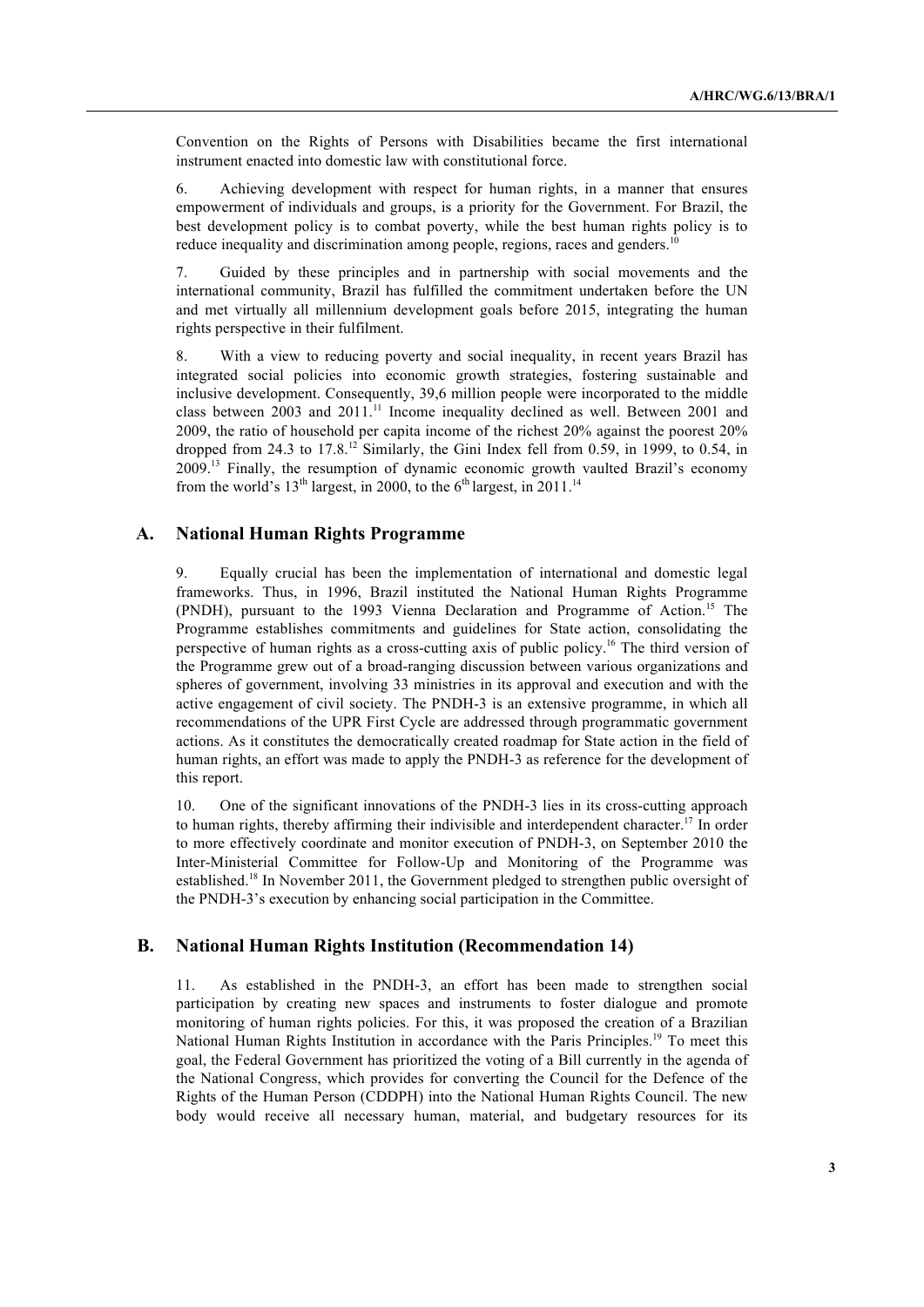Convention on the Rights of Persons with Disabilities became the first international instrument enacted into domestic law with constitutional force.

6. Achieving development with respect for human rights, in a manner that ensures empowerment of individuals and groups, is a priority for the Government. For Brazil, the best development policy is to combat poverty, while the best human rights policy is to reduce inequality and discrimination among people, regions, races and genders.[10]

7. Guided by these principles and in partnership with social movements and the international community, Brazil has fulfilled the commitment undertaken before the UN and met virtually all millennium development goals before 2015, integrating the human rights perspective in their fulfilment.

8. With a view to reducing poverty and social inequality, in recent years Brazil has integrated social policies into economic growth strategies, fostering sustainable and inclusive development. Consequently, 39,6 million people were incorporated to the middle class between 2003 and 2011.[11] Income inequality declined as well. Between 2001 and 2009, the ratio of household per capita income of the richest 20% against the poorest 20% dropped from 24.3 to 17.8.[12] Similarly, the Gini Index fell from 0.59, in 1999, to 0.54, in 2009.[13] Finally, the resumption of dynamic economic growth vaulted Brazil's economy from the world's 13th largest, in 2000, to the 6th largest, in 2011.[14]

## A. National Human Rights Programme

9. Equally crucial has been the implementation of international and domestic legal frameworks. Thus, in 1996, Brazil instituted the National Human Rights Programme (PNDH), pursuant to the 1993 Vienna Declaration and Programme of Action.[15] The Programme establishes commitments and guidelines for State action, consolidating the perspective of human rights as a cross-cutting axis of public policy.[16] The third version of the Programme grew out of a broad-ranging discussion between various organizations and spheres of government, involving 33 ministries in its approval and execution and with the active engagement of civil society. The PNDH-3 is an extensive programme, in which all recommendations of the UPR First Cycle are addressed through programmatic government actions. As it constitutes the democratically created roadmap for State action in the field of human rights, an effort was made to apply the PNDH-3 as reference for the development of this report.

10. One of the significant innovations of the PNDH-3 lies in its cross-cutting approach to human rights, thereby affirming their indivisible and interdependent character.[17] In order to more effectively coordinate and monitor execution of PNDH-3, on September 2010 the Inter-Ministerial Committee for Follow-Up and Monitoring of the Programme was established.[18] In November 2011, the Government pledged to strengthen public oversight of the PNDH-3's execution by enhancing social participation in the Committee.

## B. National Human Rights Institution (Recommendation 14)

11. As established in the PNDH-3, an effort has been made to strengthen social participation by creating new spaces and instruments to foster dialogue and promote monitoring of human rights policies. For this, it was proposed the creation of a Brazilian National Human Rights Institution in accordance with the Paris Principles.[19] To meet this goal, the Federal Government has prioritized the voting of a Bill currently in the agenda of the National Congress, which provides for converting the Council for the Defence of the Rights of the Human Person (CDDPH) into the National Human Rights Council. The new body would receive all necessary human, material, and budgetary resources for its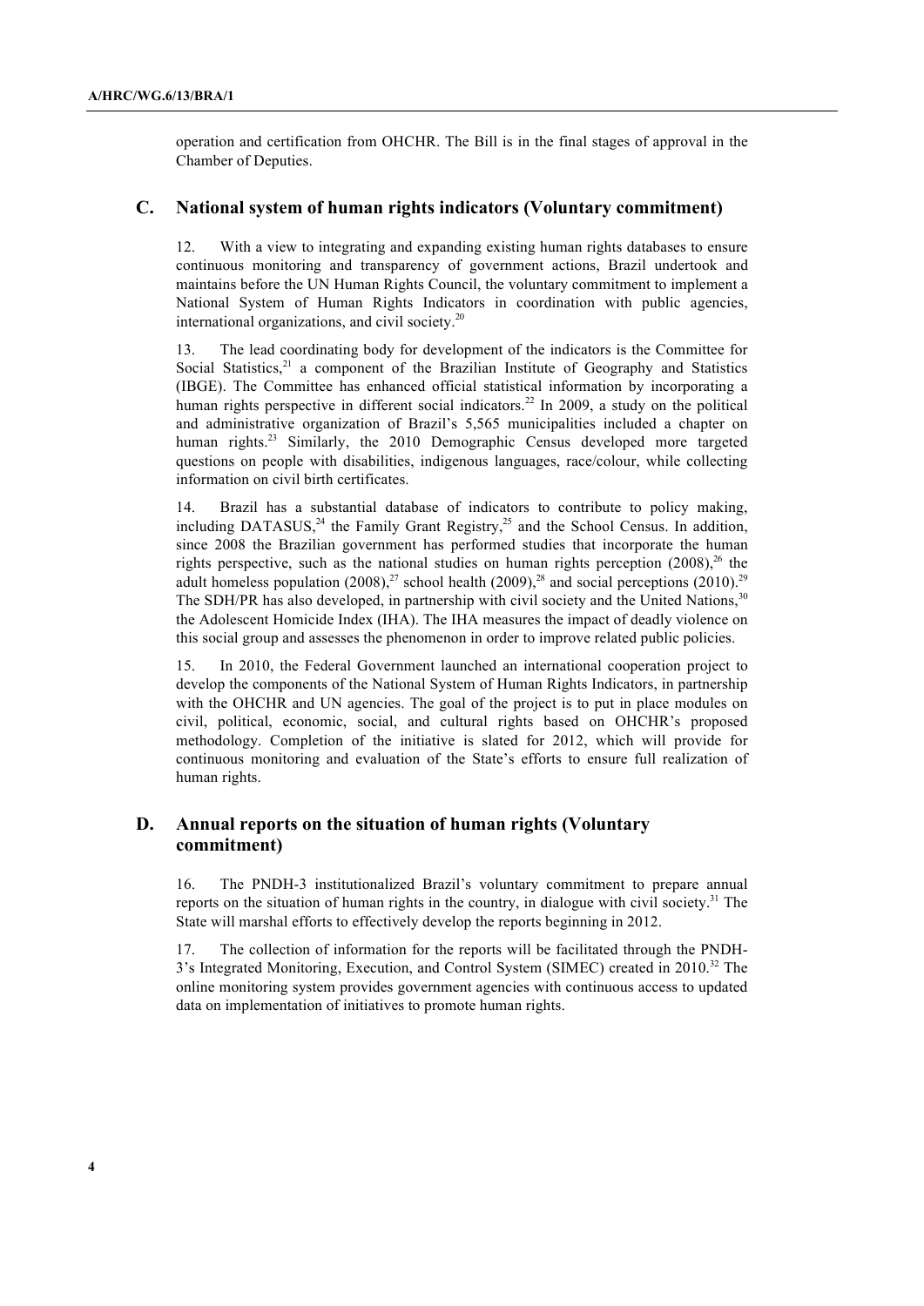operation and certification from OHCHR. The Bill is in the final stages of approval in the Chamber of Deputies.

## C. National system of human rights indicators (Voluntary commitment)

12. With a view to integrating and expanding existing human rights databases to ensure continuous monitoring and transparency of government actions, Brazil undertook and maintains before the UN Human Rights Council, the voluntary commitment to implement a National System of Human Rights Indicators in coordination with public agencies, international organizations, and civil society.[20]

13. The lead coordinating body for development of the indicators is the Committee for Social Statistics,[21] a component of the Brazilian Institute of Geography and Statistics (IBGE). The Committee has enhanced official statistical information by incorporating a human rights perspective in different social indicators.[22] In 2009, a study on the political and administrative organization of Brazil's 5,565 municipalities included a chapter on human rights.[23] Similarly, the 2010 Demographic Census developed more targeted questions on people with disabilities, indigenous languages, race/colour, while collecting information on civil birth certificates.

14. Brazil has a substantial database of indicators to contribute to policy making, including DATASUS,[24] the Family Grant Registry,[25] and the School Census. In addition, since 2008 the Brazilian government has performed studies that incorporate the human rights perspective, such as the national studies on human rights perception (2008),[26] the adult homeless population (2008),[27] school health (2009),[28] and social perceptions (2010).[29] The SDH/PR has also developed, in partnership with civil society and the United Nations,[30] the Adolescent Homicide Index (IHA). The IHA measures the impact of deadly violence on this social group and assesses the phenomenon in order to improve related public policies.

15. In 2010, the Federal Government launched an international cooperation project to develop the components of the National System of Human Rights Indicators, in partnership with the OHCHR and UN agencies. The goal of the project is to put in place modules on civil, political, economic, social, and cultural rights based on OHCHR's proposed methodology. Completion of the initiative is slated for 2012, which will provide for continuous monitoring and evaluation of the State's efforts to ensure full realization of human rights.

## D. Annual reports on the situation of human rights (Voluntary commitment)

16. The PNDH-3 institutionalized Brazil's voluntary commitment to prepare annual reports on the situation of human rights in the country, in dialogue with civil society.[31] The State will marshal efforts to effectively develop the reports beginning in 2012.

17. The collection of information for the reports will be facilitated through the PNDH-3's Integrated Monitoring, Execution, and Control System (SIMEC) created in 2010.[32] The online monitoring system provides government agencies with continuous access to updated data on implementation of initiatives to promote human rights.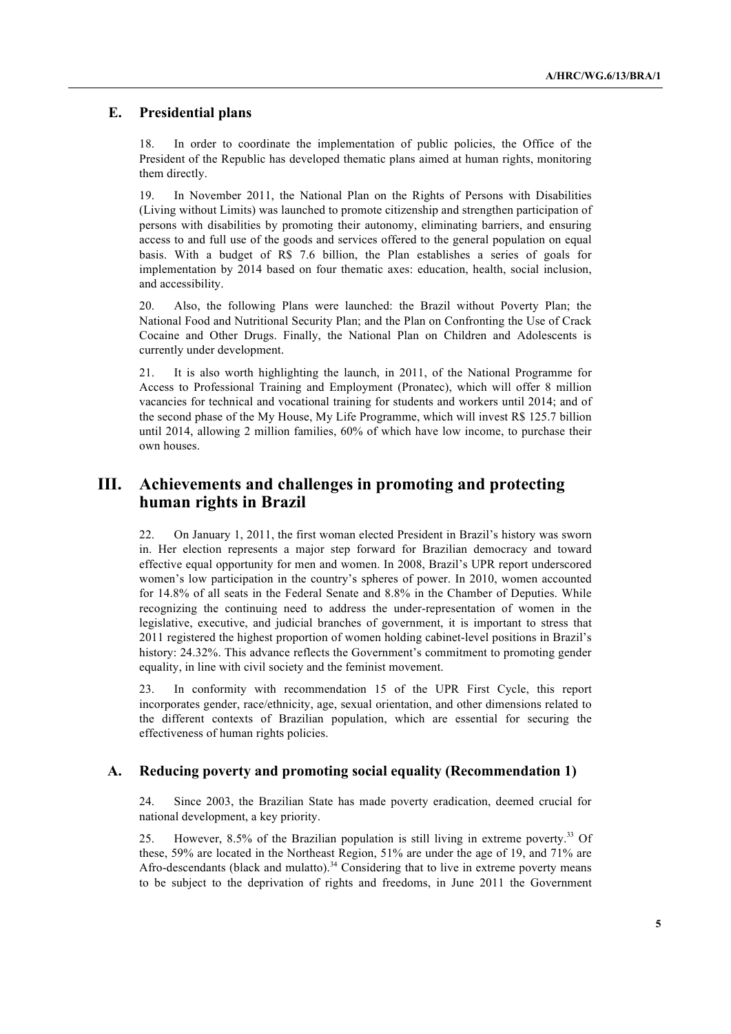## E. Presidential plans

18. In order to coordinate the implementation of public policies, the Office of the President of the Republic has developed thematic plans aimed at human rights, monitoring them directly.

19. In November 2011, the National Plan on the Rights of Persons with Disabilities (Living without Limits) was launched to promote citizenship and strengthen participation of persons with disabilities by promoting their autonomy, eliminating barriers, and ensuring access to and full use of the goods and services offered to the general population on equal basis. With a budget of R$ 7.6 billion, the Plan establishes a series of goals for implementation by 2014 based on four thematic axes: education, health, social inclusion, and accessibility.

20. Also, the following Plans were launched: the Brazil without Poverty Plan; the National Food and Nutritional Security Plan; and the Plan on Confronting the Use of Crack Cocaine and Other Drugs. Finally, the National Plan on Children and Adolescents is currently under development.

21. It is also worth highlighting the launch, in 2011, of the National Programme for Access to Professional Training and Employment (Pronatec), which will offer 8 million vacancies for technical and vocational training for students and workers until 2014; and of the second phase of the My House, My Life Programme, which will invest R$ 125.7 billion until 2014, allowing 2 million families, 60% of which have low income, to purchase their own houses.

# III. Achievements and challenges in promoting and protecting human rights in Brazil

22. On January 1, 2011, the first woman elected President in Brazil's history was sworn in. Her election represents a major step forward for Brazilian democracy and toward effective equal opportunity for men and women. In 2008, Brazil's UPR report underscored women's low participation in the country's spheres of power. In 2010, women accounted for 14.8% of all seats in the Federal Senate and 8.8% in the Chamber of Deputies. While recognizing the continuing need to address the under-representation of women in the legislative, executive, and judicial branches of government, it is important to stress that 2011 registered the highest proportion of women holding cabinet-level positions in Brazil's history: 24.32%. This advance reflects the Government's commitment to promoting gender equality, in line with civil society and the feminist movement.

23. In conformity with recommendation 15 of the UPR First Cycle, this report incorporates gender, race/ethnicity, age, sexual orientation, and other dimensions related to the different contexts of Brazilian population, which are essential for securing the effectiveness of human rights policies.

## A. Reducing poverty and promoting social equality (Recommendation 1)

24. Since 2003, the Brazilian State has made poverty eradication, deemed crucial for national development, a key priority.

25. However, 8.5% of the Brazilian population is still living in extreme poverty.[33] Of these, 59% are located in the Northeast Region, 51% are under the age of 19, and 71% are Afro-descendants (black and mulatto).[34] Considering that to live in extreme poverty means to be subject to the deprivation of rights and freedoms, in June 2011 the Government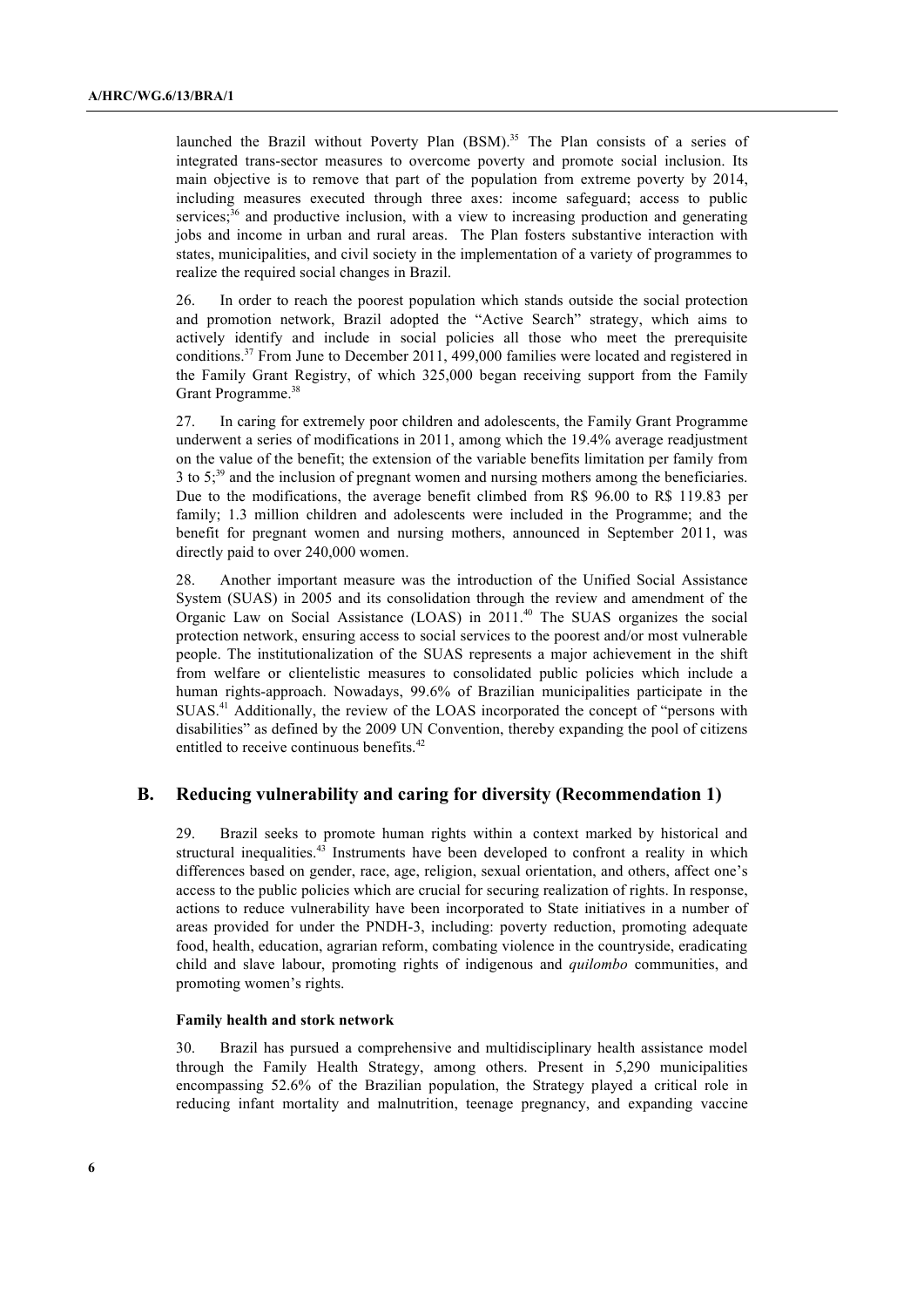launched the Brazil without Poverty Plan (BSM).[35] The Plan consists of a series of integrated trans-sector measures to overcome poverty and promote social inclusion. Its main objective is to remove that part of the population from extreme poverty by 2014, including measures executed through three axes: income safeguard; access to public services;[36] and productive inclusion, with a view to increasing production and generating jobs and income in urban and rural areas. The Plan fosters substantive interaction with states, municipalities, and civil society in the implementation of a variety of programmes to realize the required social changes in Brazil.

26. In order to reach the poorest population which stands outside the social protection and promotion network, Brazil adopted the "Active Search" strategy, which aims to actively identify and include in social policies all those who meet the prerequisite conditions.[37] From June to December 2011, 499,000 families were located and registered in the Family Grant Registry, of which 325,000 began receiving support from the Family Grant Programme.[38]

27. In caring for extremely poor children and adolescents, the Family Grant Programme underwent a series of modifications in 2011, among which the 19.4% average readjustment on the value of the benefit; the extension of the variable benefits limitation per family from 3 to 5;[39] and the inclusion of pregnant women and nursing mothers among the beneficiaries. Due to the modifications, the average benefit climbed from R$ 96.00 to R$ 119.83 per family; 1.3 million children and adolescents were included in the Programme; and the benefit for pregnant women and nursing mothers, announced in September 2011, was directly paid to over 240,000 women.

28. Another important measure was the introduction of the Unified Social Assistance System (SUAS) in 2005 and its consolidation through the review and amendment of the Organic Law on Social Assistance (LOAS) in 2011.[40] The SUAS organizes the social protection network, ensuring access to social services to the poorest and/or most vulnerable people. The institutionalization of the SUAS represents a major achievement in the shift from welfare or clientelistic measures to consolidated public policies which include a human rights-approach. Nowadays, 99.6% of Brazilian municipalities participate in the SUAS.[41] Additionally, the review of the LOAS incorporated the concept of "persons with disabilities" as defined by the 2009 UN Convention, thereby expanding the pool of citizens entitled to receive continuous benefits.[42]

## B. Reducing vulnerability and caring for diversity (Recommendation 1)

29. Brazil seeks to promote human rights within a context marked by historical and structural inequalities.[43] Instruments have been developed to confront a reality in which differences based on gender, race, age, religion, sexual orientation, and others, affect one's access to the public policies which are crucial for securing realization of rights. In response, actions to reduce vulnerability have been incorporated to State initiatives in a number of areas provided for under the PNDH-3, including: poverty reduction, promoting adequate food, health, education, agrarian reform, combating violence in the countryside, eradicating child and slave labour, promoting rights of indigenous and *quilombo* communities, and promoting women's rights.

#### Family health and stork network

30. Brazil has pursued a comprehensive and multidisciplinary health assistance model through the Family Health Strategy, among others. Present in 5,290 municipalities encompassing 52.6% of the Brazilian population, the Strategy played a critical role in reducing infant mortality and malnutrition, teenage pregnancy, and expanding vaccine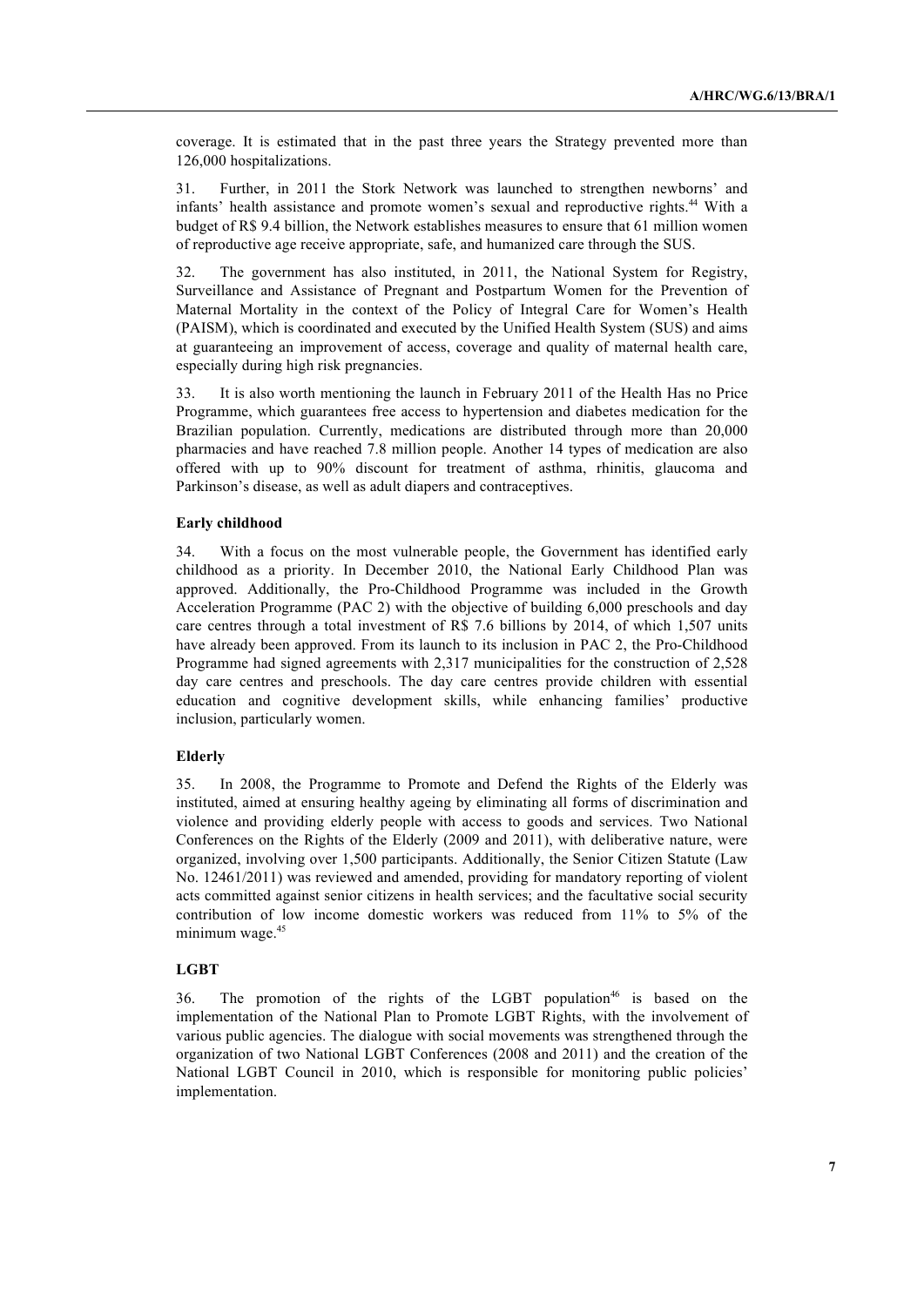coverage. It is estimated that in the past three years the Strategy prevented more than 126,000 hospitalizations.

31. Further, in 2011 the Stork Network was launched to strengthen newborns' and infants' health assistance and promote women's sexual and reproductive rights.[44] With a budget of R$ 9.4 billion, the Network establishes measures to ensure that 61 million women of reproductive age receive appropriate, safe, and humanized care through the SUS.

32. The government has also instituted, in 2011, the National System for Registry, Surveillance and Assistance of Pregnant and Postpartum Women for the Prevention of Maternal Mortality in the context of the Policy of Integral Care for Women's Health (PAISM), which is coordinated and executed by the Unified Health System (SUS) and aims at guaranteeing an improvement of access, coverage and quality of maternal health care, especially during high risk pregnancies.

33. It is also worth mentioning the launch in February 2011 of the Health Has no Price Programme, which guarantees free access to hypertension and diabetes medication for the Brazilian population. Currently, medications are distributed through more than 20,000 pharmacies and have reached 7.8 million people. Another 14 types of medication are also offered with up to 90% discount for treatment of asthma, rhinitis, glaucoma and Parkinson's disease, as well as adult diapers and contraceptives.

**Early childhood**

34. With a focus on the most vulnerable people, the Government has identified early childhood as a priority. In December 2010, the National Early Childhood Plan was approved. Additionally, the Pro-Childhood Programme was included in the Growth Acceleration Programme (PAC 2) with the objective of building 6,000 preschools and day care centres through a total investment of R$ 7.6 billions by 2014, of which 1,507 units have already been approved. From its launch to its inclusion in PAC 2, the Pro-Childhood Programme had signed agreements with 2,317 municipalities for the construction of 2,528 day care centres and preschools. The day care centres provide children with essential education and cognitive development skills, while enhancing families' productive inclusion, particularly women.

**Elderly**

35. In 2008, the Programme to Promote and Defend the Rights of the Elderly was instituted, aimed at ensuring healthy ageing by eliminating all forms of discrimination and violence and providing elderly people with access to goods and services. Two National Conferences on the Rights of the Elderly (2009 and 2011), with deliberative nature, were organized, involving over 1,500 participants. Additionally, the Senior Citizen Statute (Law No. 12461/2011) was reviewed and amended, providing for mandatory reporting of violent acts committed against senior citizens in health services; and the facultative social security contribution of low income domestic workers was reduced from 11% to 5% of the minimum wage.[45]

**LGBT**

36. The promotion of the rights of the LGBT population[46] is based on the implementation of the National Plan to Promote LGBT Rights, with the involvement of various public agencies. The dialogue with social movements was strengthened through the organization of two National LGBT Conferences (2008 and 2011) and the creation of the National LGBT Council in 2010, which is responsible for monitoring public policies' implementation.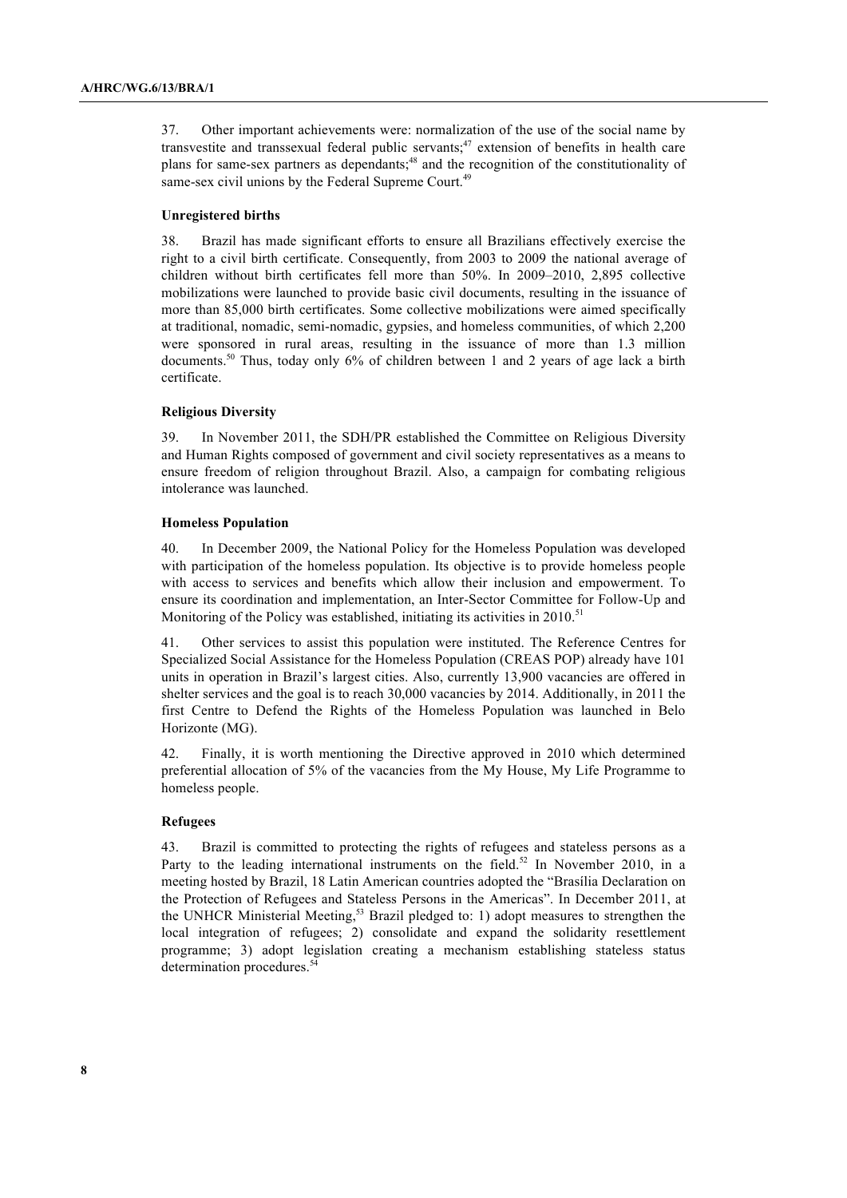37. Other important achievements were: normalization of the use of the social name by transvestite and transsexual federal public servants;[47] extension of benefits in health care plans for same-sex partners as dependants;[48] and the recognition of the constitutionality of same-sex civil unions by the Federal Supreme Court.[49]

### Unregistered births

38. Brazil has made significant efforts to ensure all Brazilians effectively exercise the right to a civil birth certificate. Consequently, from 2003 to 2009 the national average of children without birth certificates fell more than 50%. In 2009–2010, 2,895 collective mobilizations were launched to provide basic civil documents, resulting in the issuance of more than 85,000 birth certificates. Some collective mobilizations were aimed specifically at traditional, nomadic, semi-nomadic, gypsies, and homeless communities, of which 2,200 were sponsored in rural areas, resulting in the issuance of more than 1.3 million documents.[50] Thus, today only 6% of children between 1 and 2 years of age lack a birth certificate.

### Religious Diversity

39. In November 2011, the SDH/PR established the Committee on Religious Diversity and Human Rights composed of government and civil society representatives as a means to ensure freedom of religion throughout Brazil. Also, a campaign for combating religious intolerance was launched.

### Homeless Population

40. In December 2009, the National Policy for the Homeless Population was developed with participation of the homeless population. Its objective is to provide homeless people with access to services and benefits which allow their inclusion and empowerment. To ensure its coordination and implementation, an Inter-Sector Committee for Follow-Up and Monitoring of the Policy was established, initiating its activities in 2010.[51]

41. Other services to assist this population were instituted. The Reference Centres for Specialized Social Assistance for the Homeless Population (CREAS POP) already have 101 units in operation in Brazil's largest cities. Also, currently 13,900 vacancies are offered in shelter services and the goal is to reach 30,000 vacancies by 2014. Additionally, in 2011 the first Centre to Defend the Rights of the Homeless Population was launched in Belo Horizonte (MG).

42. Finally, it is worth mentioning the Directive approved in 2010 which determined preferential allocation of 5% of the vacancies from the My House, My Life Programme to homeless people.

### Refugees

43. Brazil is committed to protecting the rights of refugees and stateless persons as a Party to the leading international instruments on the field.[52] In November 2010, in a meeting hosted by Brazil, 18 Latin American countries adopted the "Brasília Declaration on the Protection of Refugees and Stateless Persons in the Americas". In December 2011, at the UNHCR Ministerial Meeting,[53] Brazil pledged to: 1) adopt measures to strengthen the local integration of refugees; 2) consolidate and expand the solidarity resettlement programme; 3) adopt legislation creating a mechanism establishing stateless status determination procedures.[54]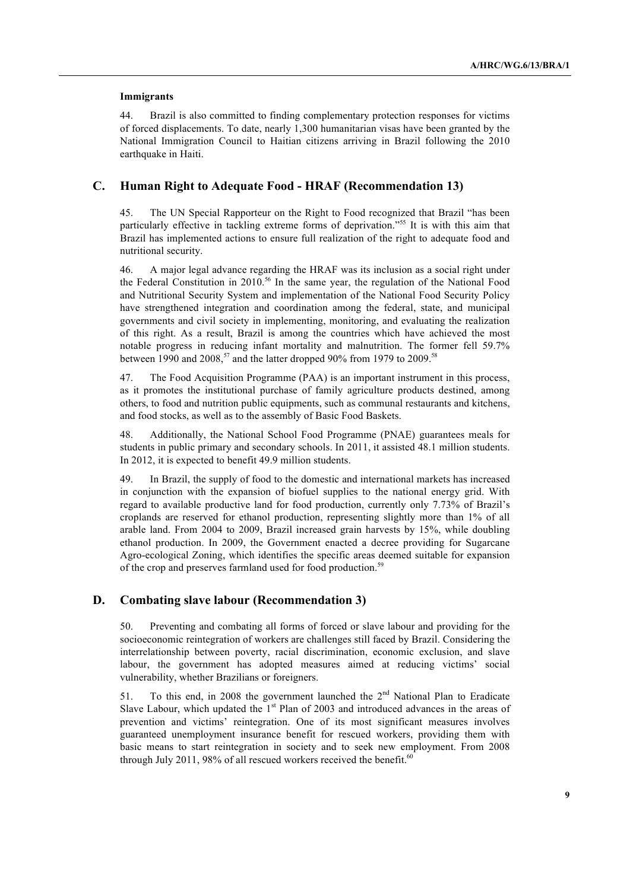**Immigrants**

44. Brazil is also committed to finding complementary protection responses for victims of forced displacements. To date, nearly 1,300 humanitarian visas have been granted by the National Immigration Council to Haitian citizens arriving in Brazil following the 2010 earthquake in Haiti.

## C. Human Right to Adequate Food - HRAF (Recommendation 13)

45. The UN Special Rapporteur on the Right to Food recognized that Brazil "has been particularly effective in tackling extreme forms of deprivation."[55] It is with this aim that Brazil has implemented actions to ensure full realization of the right to adequate food and nutritional security.

46. A major legal advance regarding the HRAF was its inclusion as a social right under the Federal Constitution in 2010.[56] In the same year, the regulation of the National Food and Nutritional Security System and implementation of the National Food Security Policy have strengthened integration and coordination among the federal, state, and municipal governments and civil society in implementing, monitoring, and evaluating the realization of this right. As a result, Brazil is among the countries which have achieved the most notable progress in reducing infant mortality and malnutrition. The former fell 59.7% between 1990 and 2008,[57] and the latter dropped 90% from 1979 to 2009.[58]

47. The Food Acquisition Programme (PAA) is an important instrument in this process, as it promotes the institutional purchase of family agriculture products destined, among others, to food and nutrition public equipments, such as communal restaurants and kitchens, and food stocks, as well as to the assembly of Basic Food Baskets.

48. Additionally, the National School Food Programme (PNAE) guarantees meals for students in public primary and secondary schools. In 2011, it assisted 48.1 million students. In 2012, it is expected to benefit 49.9 million students.

49. In Brazil, the supply of food to the domestic and international markets has increased in conjunction with the expansion of biofuel supplies to the national energy grid. With regard to available productive land for food production, currently only 7.73% of Brazil's croplands are reserved for ethanol production, representing slightly more than 1% of all arable land. From 2004 to 2009, Brazil increased grain harvests by 15%, while doubling ethanol production. In 2009, the Government enacted a decree providing for Sugarcane Agro-ecological Zoning, which identifies the specific areas deemed suitable for expansion of the crop and preserves farmland used for food production.[59]

## D. Combating slave labour (Recommendation 3)

50. Preventing and combating all forms of forced or slave labour and providing for the socioeconomic reintegration of workers are challenges still faced by Brazil. Considering the interrelationship between poverty, racial discrimination, economic exclusion, and slave labour, the government has adopted measures aimed at reducing victims' social vulnerability, whether Brazilians or foreigners.

51. To this end, in 2008 the government launched the 2nd National Plan to Eradicate Slave Labour, which updated the 1st Plan of 2003 and introduced advances in the areas of prevention and victims' reintegration. One of its most significant measures involves guaranteed unemployment insurance benefit for rescued workers, providing them with basic means to start reintegration in society and to seek new employment. From 2008 through July 2011, 98% of all rescued workers received the benefit.[60]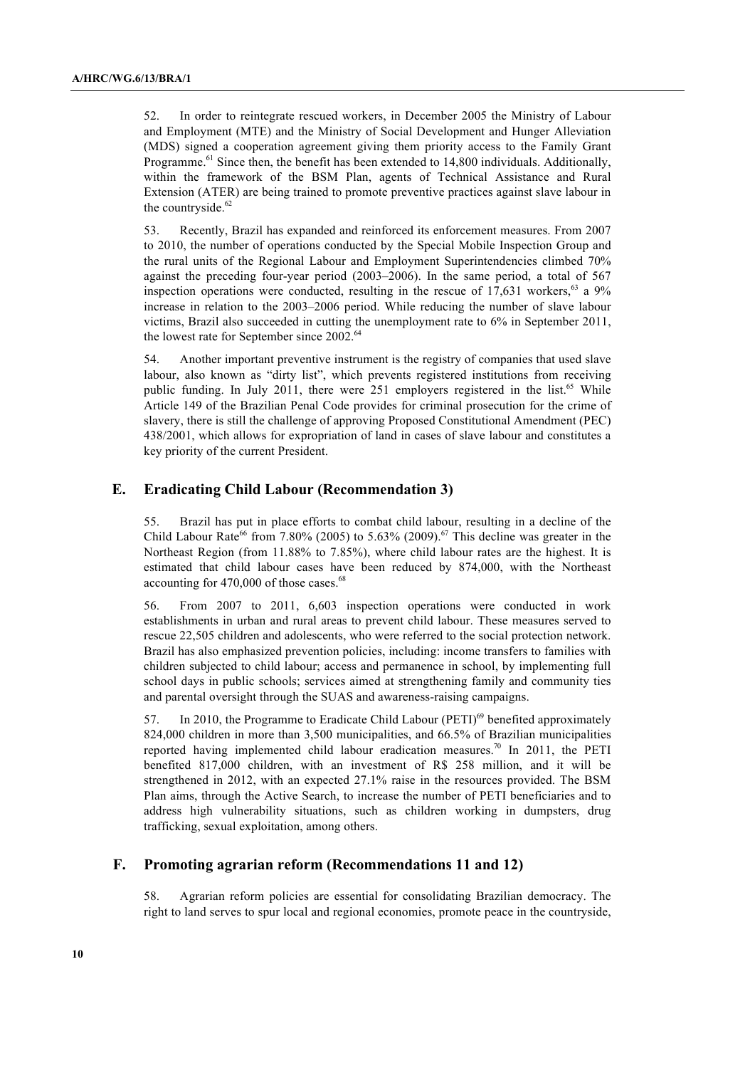52. In order to reintegrate rescued workers, in December 2005 the Ministry of Labour and Employment (MTE) and the Ministry of Social Development and Hunger Alleviation (MDS) signed a cooperation agreement giving them priority access to the Family Grant Programme.[61] Since then, the benefit has been extended to 14,800 individuals. Additionally, within the framework of the BSM Plan, agents of Technical Assistance and Rural Extension (ATER) are being trained to promote preventive practices against slave labour in the countryside.[62]

53. Recently, Brazil has expanded and reinforced its enforcement measures. From 2007 to 2010, the number of operations conducted by the Special Mobile Inspection Group and the rural units of the Regional Labour and Employment Superintendencies climbed 70% against the preceding four-year period (2003–2006). In the same period, a total of 567 inspection operations were conducted, resulting in the rescue of 17,631 workers,[63] a 9% increase in relation to the 2003–2006 period. While reducing the number of slave labour victims, Brazil also succeeded in cutting the unemployment rate to 6% in September 2011, the lowest rate for September since 2002.[64]

54. Another important preventive instrument is the registry of companies that used slave labour, also known as "dirty list", which prevents registered institutions from receiving public funding. In July 2011, there were 251 employers registered in the list.[65] While Article 149 of the Brazilian Penal Code provides for criminal prosecution for the crime of slavery, there is still the challenge of approving Proposed Constitutional Amendment (PEC) 438/2001, which allows for expropriation of land in cases of slave labour and constitutes a key priority of the current President.

## E. Eradicating Child Labour (Recommendation 3)

55. Brazil has put in place efforts to combat child labour, resulting in a decline of the Child Labour Rate[66] from 7.80% (2005) to 5.63% (2009).[67] This decline was greater in the Northeast Region (from 11.88% to 7.85%), where child labour rates are the highest. It is estimated that child labour cases have been reduced by 874,000, with the Northeast accounting for 470,000 of those cases.[68]

56. From 2007 to 2011, 6,603 inspection operations were conducted in work establishments in urban and rural areas to prevent child labour. These measures served to rescue 22,505 children and adolescents, who were referred to the social protection network. Brazil has also emphasized prevention policies, including: income transfers to families with children subjected to child labour; access and permanence in school, by implementing full school days in public schools; services aimed at strengthening family and community ties and parental oversight through the SUAS and awareness-raising campaigns.

57. In 2010, the Programme to Eradicate Child Labour (PETI)[69] benefited approximately 824,000 children in more than 3,500 municipalities, and 66.5% of Brazilian municipalities reported having implemented child labour eradication measures.[70] In 2011, the PETI benefited 817,000 children, with an investment of R$ 258 million, and it will be strengthened in 2012, with an expected 27.1% raise in the resources provided. The BSM Plan aims, through the Active Search, to increase the number of PETI beneficiaries and to address high vulnerability situations, such as children working in dumpsters, drug trafficking, sexual exploitation, among others.

## F. Promoting agrarian reform (Recommendations 11 and 12)

58. Agrarian reform policies are essential for consolidating Brazilian democracy. The right to land serves to spur local and regional economies, promote peace in the countryside,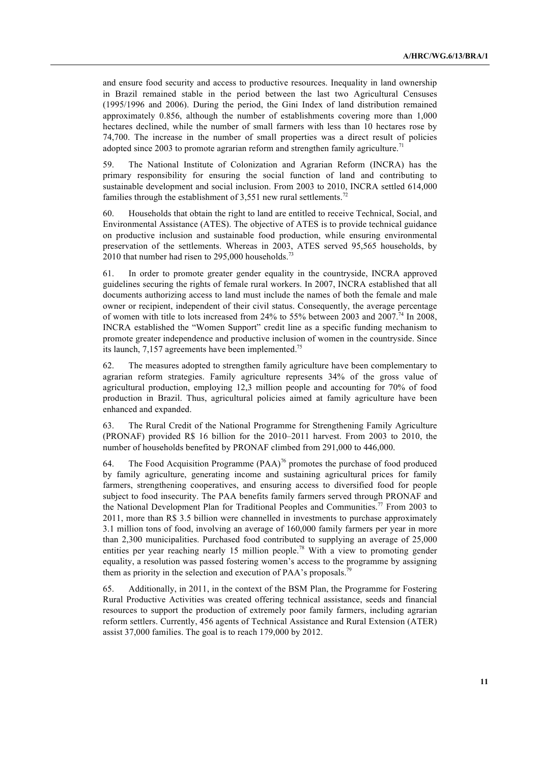and ensure food security and access to productive resources. Inequality in land ownership in Brazil remained stable in the period between the last two Agricultural Censuses (1995/1996 and 2006). During the period, the Gini Index of land distribution remained approximately 0.856, although the number of establishments covering more than 1,000 hectares declined, while the number of small farmers with less than 10 hectares rose by 74,700. The increase in the number of small properties was a direct result of policies adopted since 2003 to promote agrarian reform and strengthen family agriculture.[71]

59. The National Institute of Colonization and Agrarian Reform (INCRA) has the primary responsibility for ensuring the social function of land and contributing to sustainable development and social inclusion. From 2003 to 2010, INCRA settled 614,000 families through the establishment of 3,551 new rural settlements.[72]

60. Households that obtain the right to land are entitled to receive Technical, Social, and Environmental Assistance (ATES). The objective of ATES is to provide technical guidance on productive inclusion and sustainable food production, while ensuring environmental preservation of the settlements. Whereas in 2003, ATES served 95,565 households, by 2010 that number had risen to 295,000 households.[73]

61. In order to promote greater gender equality in the countryside, INCRA approved guidelines securing the rights of female rural workers. In 2007, INCRA established that all documents authorizing access to land must include the names of both the female and male owner or recipient, independent of their civil status. Consequently, the average percentage of women with title to lots increased from 24% to 55% between 2003 and 2007.[74] In 2008, INCRA established the "Women Support" credit line as a specific funding mechanism to promote greater independence and productive inclusion of women in the countryside. Since its launch, 7,157 agreements have been implemented.[75]

62. The measures adopted to strengthen family agriculture have been complementary to agrarian reform strategies. Family agriculture represents 34% of the gross value of agricultural production, employing 12,3 million people and accounting for 70% of food production in Brazil. Thus, agricultural policies aimed at family agriculture have been enhanced and expanded.

63. The Rural Credit of the National Programme for Strengthening Family Agriculture (PRONAF) provided R$ 16 billion for the 2010–2011 harvest. From 2003 to 2010, the number of households benefited by PRONAF climbed from 291,000 to 446,000.

64. The Food Acquisition Programme (PAA)[76] promotes the purchase of food produced by family agriculture, generating income and sustaining agricultural prices for family farmers, strengthening cooperatives, and ensuring access to diversified food for people subject to food insecurity. The PAA benefits family farmers served through PRONAF and the National Development Plan for Traditional Peoples and Communities.[77] From 2003 to 2011, more than R$ 3.5 billion were channelled in investments to purchase approximately 3.1 million tons of food, involving an average of 160,000 family farmers per year in more than 2,300 municipalities. Purchased food contributed to supplying an average of 25,000 entities per year reaching nearly 15 million people.[78] With a view to promoting gender equality, a resolution was passed fostering women's access to the programme by assigning them as priority in the selection and execution of PAA's proposals.[79]

65. Additionally, in 2011, in the context of the BSM Plan, the Programme for Fostering Rural Productive Activities was created offering technical assistance, seeds and financial resources to support the production of extremely poor family farmers, including agrarian reform settlers. Currently, 456 agents of Technical Assistance and Rural Extension (ATER) assist 37,000 families. The goal is to reach 179,000 by 2012.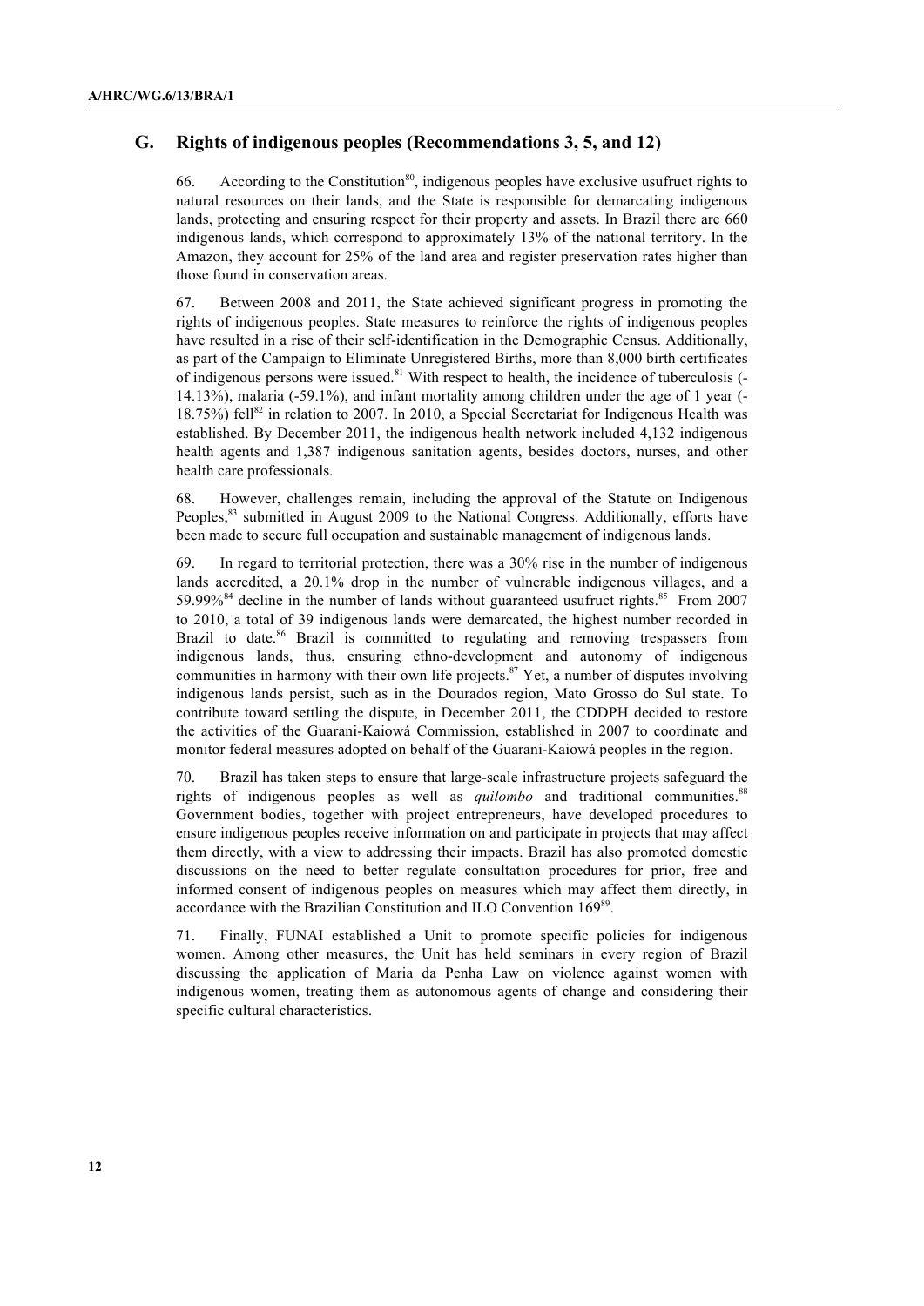## G. Rights of indigenous peoples (Recommendations 3, 5, and 12)

66. According to the Constitution[80], indigenous peoples have exclusive usufruct rights to natural resources on their lands, and the State is responsible for demarcating indigenous lands, protecting and ensuring respect for their property and assets. In Brazil there are 660 indigenous lands, which correspond to approximately 13% of the national territory. In the Amazon, they account for 25% of the land area and register preservation rates higher than those found in conservation areas.

67. Between 2008 and 2011, the State achieved significant progress in promoting the rights of indigenous peoples. State measures to reinforce the rights of indigenous peoples have resulted in a rise of their self-identification in the Demographic Census. Additionally, as part of the Campaign to Eliminate Unregistered Births, more than 8,000 birth certificates of indigenous persons were issued.[81] With respect to health, the incidence of tuberculosis (-14.13%), malaria (-59.1%), and infant mortality among children under the age of 1 year (-18.75%) fell[82] in relation to 2007. In 2010, a Special Secretariat for Indigenous Health was established. By December 2011, the indigenous health network included 4,132 indigenous health agents and 1,387 indigenous sanitation agents, besides doctors, nurses, and other health care professionals.

68. However, challenges remain, including the approval of the Statute on Indigenous Peoples,[83] submitted in August 2009 to the National Congress. Additionally, efforts have been made to secure full occupation and sustainable management of indigenous lands.

69. In regard to territorial protection, there was a 30% rise in the number of indigenous lands accredited, a 20.1% drop in the number of vulnerable indigenous villages, and a 59.99%[84] decline in the number of lands without guaranteed usufruct rights.[85] From 2007 to 2010, a total of 39 indigenous lands were demarcated, the highest number recorded in Brazil to date.[86] Brazil is committed to regulating and removing trespassers from indigenous lands, thus, ensuring ethno-development and autonomy of indigenous communities in harmony with their own life projects.[87] Yet, a number of disputes involving indigenous lands persist, such as in the Dourados region, Mato Grosso do Sul state. To contribute toward settling the dispute, in December 2011, the CDDPH decided to restore the activities of the Guarani-Kaiowá Commission, established in 2007 to coordinate and monitor federal measures adopted on behalf of the Guarani-Kaiowá peoples in the region.

70. Brazil has taken steps to ensure that large-scale infrastructure projects safeguard the rights of indigenous peoples as well as *quilombo* and traditional communities.[88] Government bodies, together with project entrepreneurs, have developed procedures to ensure indigenous peoples receive information on and participate in projects that may affect them directly, with a view to addressing their impacts. Brazil has also promoted domestic discussions on the need to better regulate consultation procedures for prior, free and informed consent of indigenous peoples on measures which may affect them directly, in accordance with the Brazilian Constitution and ILO Convention 169[89].

71. Finally, FUNAI established a Unit to promote specific policies for indigenous women. Among other measures, the Unit has held seminars in every region of Brazil discussing the application of Maria da Penha Law on violence against women with indigenous women, treating them as autonomous agents of change and considering their specific cultural characteristics.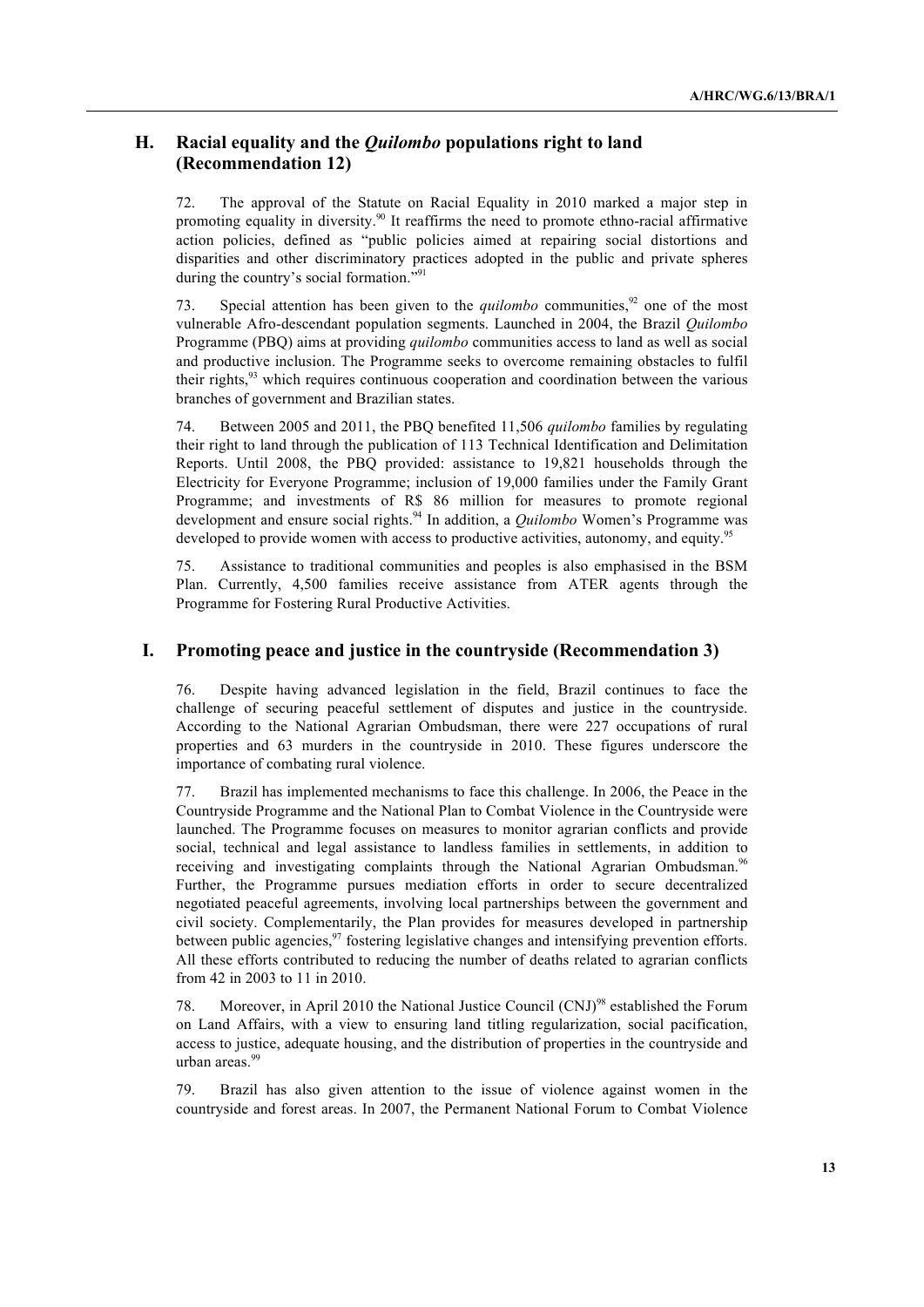## H. Racial equality and the *Quilombo* populations right to land (Recommendation 12)

72. The approval of the Statute on Racial Equality in 2010 marked a major step in promoting equality in diversity.[90] It reaffirms the need to promote ethno-racial affirmative action policies, defined as "public policies aimed at repairing social distortions and disparities and other discriminatory practices adopted in the public and private spheres during the country's social formation."[91]

73. Special attention has been given to the *quilombo* communities,[92] one of the most vulnerable Afro-descendant population segments. Launched in 2004, the Brazil *Quilombo* Programme (PBQ) aims at providing *quilombo* communities access to land as well as social and productive inclusion. The Programme seeks to overcome remaining obstacles to fulfil their rights,[93] which requires continuous cooperation and coordination between the various branches of government and Brazilian states.

74. Between 2005 and 2011, the PBQ benefited 11,506 *quilombo* families by regulating their right to land through the publication of 113 Technical Identification and Delimitation Reports. Until 2008, the PBQ provided: assistance to 19,821 households through the Electricity for Everyone Programme; inclusion of 19,000 families under the Family Grant Programme; and investments of R$ 86 million for measures to promote regional development and ensure social rights.[94] In addition, a *Quilombo* Women's Programme was developed to provide women with access to productive activities, autonomy, and equity.[95]

75. Assistance to traditional communities and peoples is also emphasised in the BSM Plan. Currently, 4,500 families receive assistance from ATER agents through the Programme for Fostering Rural Productive Activities.

## I. Promoting peace and justice in the countryside (Recommendation 3)

76. Despite having advanced legislation in the field, Brazil continues to face the challenge of securing peaceful settlement of disputes and justice in the countryside. According to the National Agrarian Ombudsman, there were 227 occupations of rural properties and 63 murders in the countryside in 2010. These figures underscore the importance of combating rural violence.

77. Brazil has implemented mechanisms to face this challenge. In 2006, the Peace in the Countryside Programme and the National Plan to Combat Violence in the Countryside were launched. The Programme focuses on measures to monitor agrarian conflicts and provide social, technical and legal assistance to landless families in settlements, in addition to receiving and investigating complaints through the National Agrarian Ombudsman.[96] Further, the Programme pursues mediation efforts in order to secure decentralized negotiated peaceful agreements, involving local partnerships between the government and civil society. Complementarily, the Plan provides for measures developed in partnership between public agencies,[97] fostering legislative changes and intensifying prevention efforts. All these efforts contributed to reducing the number of deaths related to agrarian conflicts from 42 in 2003 to 11 in 2010.

78. Moreover, in April 2010 the National Justice Council (CNJ)[98] established the Forum on Land Affairs, with a view to ensuring land titling regularization, social pacification, access to justice, adequate housing, and the distribution of properties in the countryside and urban areas.[99]

79. Brazil has also given attention to the issue of violence against women in the countryside and forest areas. In 2007, the Permanent National Forum to Combat Violence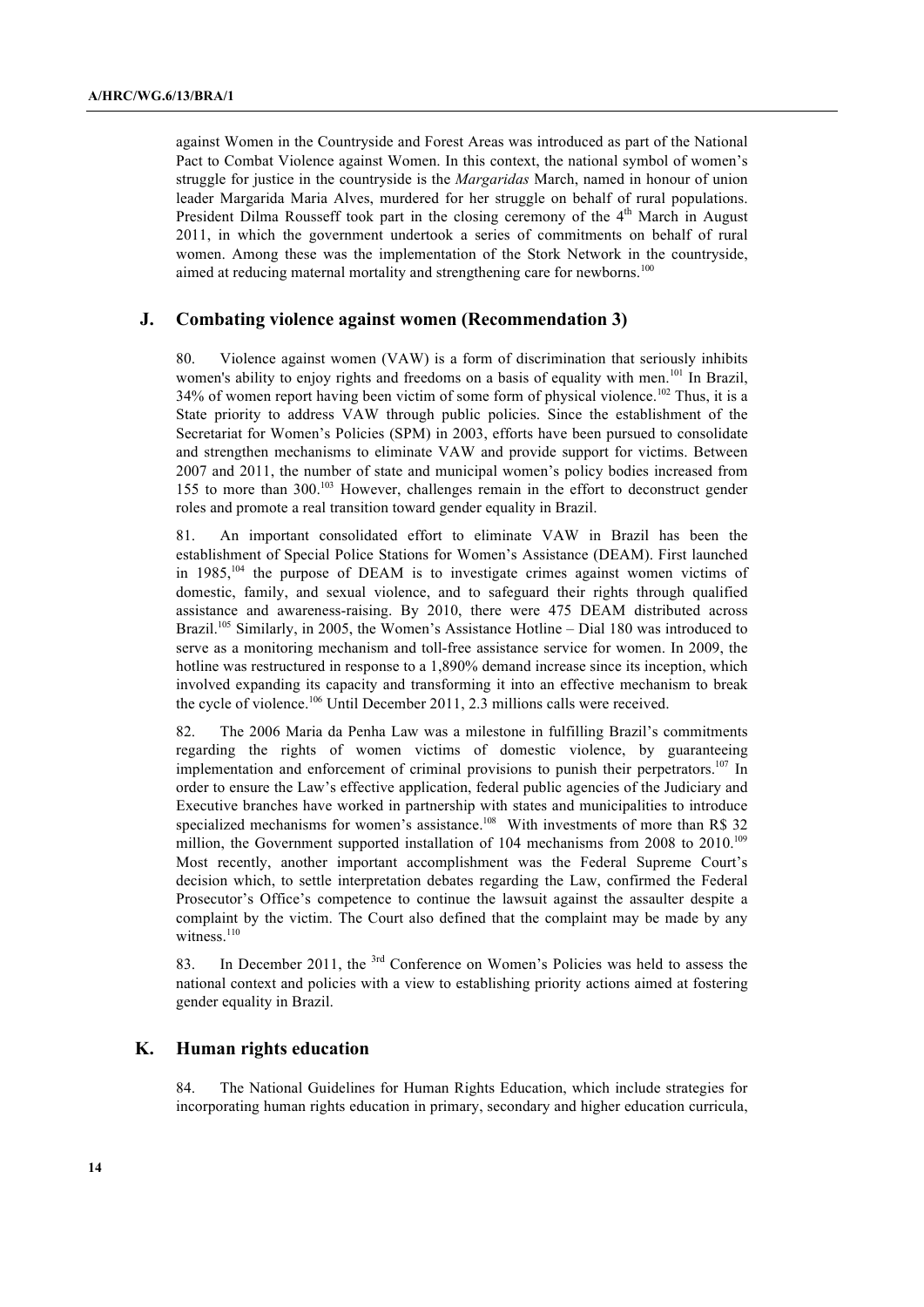against Women in the Countryside and Forest Areas was introduced as part of the National Pact to Combat Violence against Women. In this context, the national symbol of women's struggle for justice in the countryside is the *Margaridas* March, named in honour of union leader Margarida Maria Alves, murdered for her struggle on behalf of rural populations. President Dilma Rousseff took part in the closing ceremony of the 4th March in August 2011, in which the government undertook a series of commitments on behalf of rural women. Among these was the implementation of the Stork Network in the countryside, aimed at reducing maternal mortality and strengthening care for newborns.[100]

## J. Combating violence against women (Recommendation 3)

80. Violence against women (VAW) is a form of discrimination that seriously inhibits women's ability to enjoy rights and freedoms on a basis of equality with men.[101] In Brazil, 34% of women report having been victim of some form of physical violence.[102] Thus, it is a State priority to address VAW through public policies. Since the establishment of the Secretariat for Women's Policies (SPM) in 2003, efforts have been pursued to consolidate and strengthen mechanisms to eliminate VAW and provide support for victims. Between 2007 and 2011, the number of state and municipal women's policy bodies increased from 155 to more than 300.[103] However, challenges remain in the effort to deconstruct gender roles and promote a real transition toward gender equality in Brazil.

81. An important consolidated effort to eliminate VAW in Brazil has been the establishment of Special Police Stations for Women's Assistance (DEAM). First launched in 1985,[104] the purpose of DEAM is to investigate crimes against women victims of domestic, family, and sexual violence, and to safeguard their rights through qualified assistance and awareness-raising. By 2010, there were 475 DEAM distributed across Brazil.[105] Similarly, in 2005, the Women's Assistance Hotline – Dial 180 was introduced to serve as a monitoring mechanism and toll-free assistance service for women. In 2009, the hotline was restructured in response to a 1,890% demand increase since its inception, which involved expanding its capacity and transforming it into an effective mechanism to break the cycle of violence.[106] Until December 2011, 2.3 millions calls were received.

82. The 2006 Maria da Penha Law was a milestone in fulfilling Brazil's commitments regarding the rights of women victims of domestic violence, by guaranteeing implementation and enforcement of criminal provisions to punish their perpetrators.[107] In order to ensure the Law's effective application, federal public agencies of the Judiciary and Executive branches have worked in partnership with states and municipalities to introduce specialized mechanisms for women's assistance.[108] With investments of more than R$ 32 million, the Government supported installation of 104 mechanisms from 2008 to 2010.[109] Most recently, another important accomplishment was the Federal Supreme Court's decision which, to settle interpretation debates regarding the Law, confirmed the Federal Prosecutor's Office's competence to continue the lawsuit against the assaulter despite a complaint by the victim. The Court also defined that the complaint may be made by any witness.[110]

83. In December 2011, the 3rd Conference on Women's Policies was held to assess the national context and policies with a view to establishing priority actions aimed at fostering gender equality in Brazil.

## K. Human rights education

84. The National Guidelines for Human Rights Education, which include strategies for incorporating human rights education in primary, secondary and higher education curricula,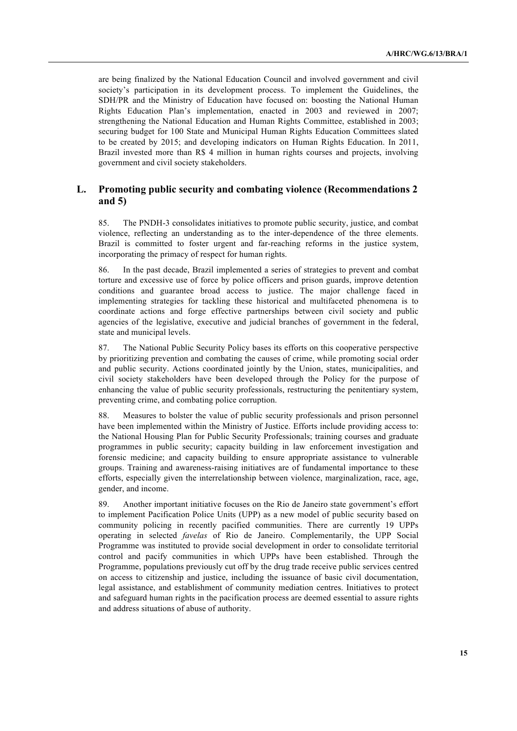are being finalized by the National Education Council and involved government and civil society's participation in its development process. To implement the Guidelines, the SDH/PR and the Ministry of Education have focused on: boosting the National Human Rights Education Plan's implementation, enacted in 2003 and reviewed in 2007; strengthening the National Education and Human Rights Committee, established in 2003; securing budget for 100 State and Municipal Human Rights Education Committees slated to be created by 2015; and developing indicators on Human Rights Education. In 2011, Brazil invested more than R$ 4 million in human rights courses and projects, involving government and civil society stakeholders.

## L. Promoting public security and combating violence (Recommendations 2 and 5)

85. The PNDH-3 consolidates initiatives to promote public security, justice, and combat violence, reflecting an understanding as to the inter-dependence of the three elements. Brazil is committed to foster urgent and far-reaching reforms in the justice system, incorporating the primacy of respect for human rights.

86. In the past decade, Brazil implemented a series of strategies to prevent and combat torture and excessive use of force by police officers and prison guards, improve detention conditions and guarantee broad access to justice. The major challenge faced in implementing strategies for tackling these historical and multifaceted phenomena is to coordinate actions and forge effective partnerships between civil society and public agencies of the legislative, executive and judicial branches of government in the federal, state and municipal levels.

87. The National Public Security Policy bases its efforts on this cooperative perspective by prioritizing prevention and combating the causes of crime, while promoting social order and public security. Actions coordinated jointly by the Union, states, municipalities, and civil society stakeholders have been developed through the Policy for the purpose of enhancing the value of public security professionals, restructuring the penitentiary system, preventing crime, and combating police corruption.

88. Measures to bolster the value of public security professionals and prison personnel have been implemented within the Ministry of Justice. Efforts include providing access to: the National Housing Plan for Public Security Professionals; training courses and graduate programmes in public security; capacity building in law enforcement investigation and forensic medicine; and capacity building to ensure appropriate assistance to vulnerable groups. Training and awareness-raising initiatives are of fundamental importance to these efforts, especially given the interrelationship between violence, marginalization, race, age, gender, and income.

89. Another important initiative focuses on the Rio de Janeiro state government's effort to implement Pacification Police Units (UPP) as a new model of public security based on community policing in recently pacified communities. There are currently 19 UPPs operating in selected *favelas* of Rio de Janeiro. Complementarily, the UPP Social Programme was instituted to provide social development in order to consolidate territorial control and pacify communities in which UPPs have been established. Through the Programme, populations previously cut off by the drug trade receive public services centred on access to citizenship and justice, including the issuance of basic civil documentation, legal assistance, and establishment of community mediation centres. Initiatives to protect and safeguard human rights in the pacification process are deemed essential to assure rights and address situations of abuse of authority.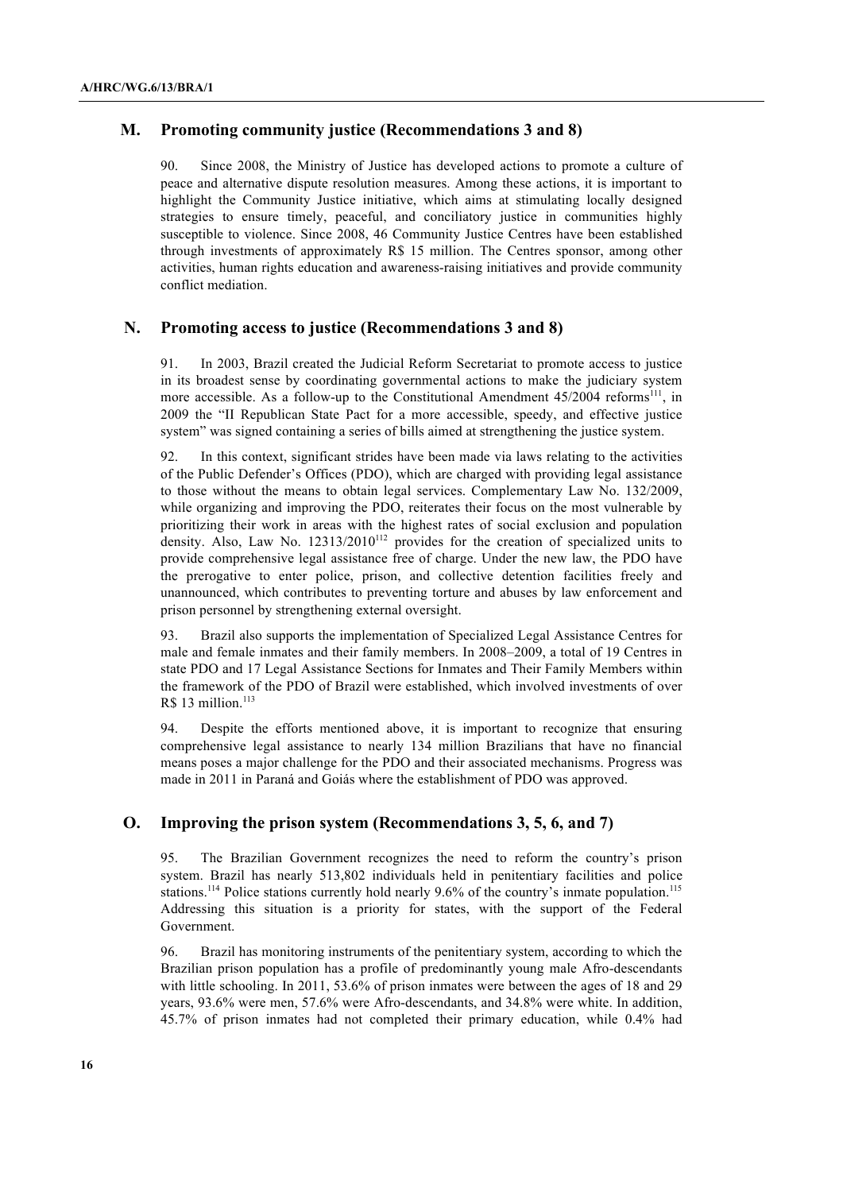## M. Promoting community justice (Recommendations 3 and 8)

90. Since 2008, the Ministry of Justice has developed actions to promote a culture of peace and alternative dispute resolution measures. Among these actions, it is important to highlight the Community Justice initiative, which aims at stimulating locally designed strategies to ensure timely, peaceful, and conciliatory justice in communities highly susceptible to violence. Since 2008, 46 Community Justice Centres have been established through investments of approximately R$ 15 million. The Centres sponsor, among other activities, human rights education and awareness-raising initiatives and provide community conflict mediation.

## N. Promoting access to justice (Recommendations 3 and 8)

91. In 2003, Brazil created the Judicial Reform Secretariat to promote access to justice in its broadest sense by coordinating governmental actions to make the judiciary system more accessible. As a follow-up to the Constitutional Amendment 45/2004 reforms[111], in 2009 the "II Republican State Pact for a more accessible, speedy, and effective justice system" was signed containing a series of bills aimed at strengthening the justice system.

92. In this context, significant strides have been made via laws relating to the activities of the Public Defender's Offices (PDO), which are charged with providing legal assistance to those without the means to obtain legal services. Complementary Law No. 132/2009, while organizing and improving the PDO, reiterates their focus on the most vulnerable by prioritizing their work in areas with the highest rates of social exclusion and population density. Also, Law No. 12313/2010[112] provides for the creation of specialized units to provide comprehensive legal assistance free of charge. Under the new law, the PDO have the prerogative to enter police, prison, and collective detention facilities freely and unannounced, which contributes to preventing torture and abuses by law enforcement and prison personnel by strengthening external oversight.

93. Brazil also supports the implementation of Specialized Legal Assistance Centres for male and female inmates and their family members. In 2008–2009, a total of 19 Centres in state PDO and 17 Legal Assistance Sections for Inmates and Their Family Members within the framework of the PDO of Brazil were established, which involved investments of over R$ 13 million.[113]

94. Despite the efforts mentioned above, it is important to recognize that ensuring comprehensive legal assistance to nearly 134 million Brazilians that have no financial means poses a major challenge for the PDO and their associated mechanisms. Progress was made in 2011 in Paraná and Goiás where the establishment of PDO was approved.

## O. Improving the prison system (Recommendations 3, 5, 6, and 7)

95. The Brazilian Government recognizes the need to reform the country's prison system. Brazil has nearly 513,802 individuals held in penitentiary facilities and police stations.[114] Police stations currently hold nearly 9.6% of the country's inmate population.[115] Addressing this situation is a priority for states, with the support of the Federal Government.

96. Brazil has monitoring instruments of the penitentiary system, according to which the Brazilian prison population has a profile of predominantly young male Afro-descendants with little schooling. In 2011, 53.6% of prison inmates were between the ages of 18 and 29 years, 93.6% were men, 57.6% were Afro-descendants, and 34.8% were white. In addition, 45.7% of prison inmates had not completed their primary education, while 0.4% had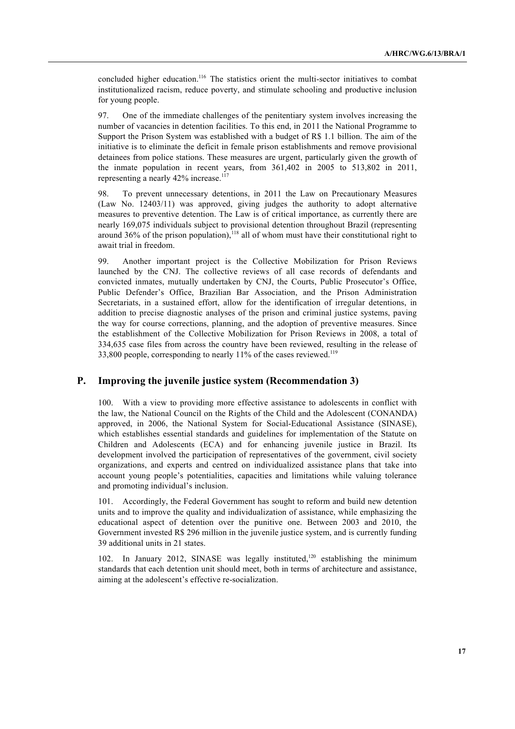concluded higher education.[116] The statistics orient the multi-sector initiatives to combat institutionalized racism, reduce poverty, and stimulate schooling and productive inclusion for young people.

97. One of the immediate challenges of the penitentiary system involves increasing the number of vacancies in detention facilities. To this end, in 2011 the National Programme to Support the Prison System was established with a budget of R$ 1.1 billion. The aim of the initiative is to eliminate the deficit in female prison establishments and remove provisional detainees from police stations. These measures are urgent, particularly given the growth of the inmate population in recent years, from 361,402 in 2005 to 513,802 in 2011, representing a nearly 42% increase.[117]

98. To prevent unnecessary detentions, in 2011 the Law on Precautionary Measures (Law No. 12403/11) was approved, giving judges the authority to adopt alternative measures to preventive detention. The Law is of critical importance, as currently there are nearly 169,075 individuals subject to provisional detention throughout Brazil (representing around 36% of the prison population),[118] all of whom must have their constitutional right to await trial in freedom.

99. Another important project is the Collective Mobilization for Prison Reviews launched by the CNJ. The collective reviews of all case records of defendants and convicted inmates, mutually undertaken by CNJ, the Courts, Public Prosecutor's Office, Public Defender's Office, Brazilian Bar Association, and the Prison Administration Secretariats, in a sustained effort, allow for the identification of irregular detentions, in addition to precise diagnostic analyses of the prison and criminal justice systems, paving the way for course corrections, planning, and the adoption of preventive measures. Since the establishment of the Collective Mobilization for Prison Reviews in 2008, a total of 334,635 case files from across the country have been reviewed, resulting in the release of 33,800 people, corresponding to nearly 11% of the cases reviewed.[119]

## P. Improving the juvenile justice system (Recommendation 3)

100. With a view to providing more effective assistance to adolescents in conflict with the law, the National Council on the Rights of the Child and the Adolescent (CONANDA) approved, in 2006, the National System for Social-Educational Assistance (SINASE), which establishes essential standards and guidelines for implementation of the Statute on Children and Adolescents (ECA) and for enhancing juvenile justice in Brazil. Its development involved the participation of representatives of the government, civil society organizations, and experts and centred on individualized assistance plans that take into account young people's potentialities, capacities and limitations while valuing tolerance and promoting individual's inclusion.

101. Accordingly, the Federal Government has sought to reform and build new detention units and to improve the quality and individualization of assistance, while emphasizing the educational aspect of detention over the punitive one. Between 2003 and 2010, the Government invested R$ 296 million in the juvenile justice system, and is currently funding 39 additional units in 21 states.

102. In January 2012, SINASE was legally instituted,[120] establishing the minimum standards that each detention unit should meet, both in terms of architecture and assistance, aiming at the adolescent's effective re-socialization.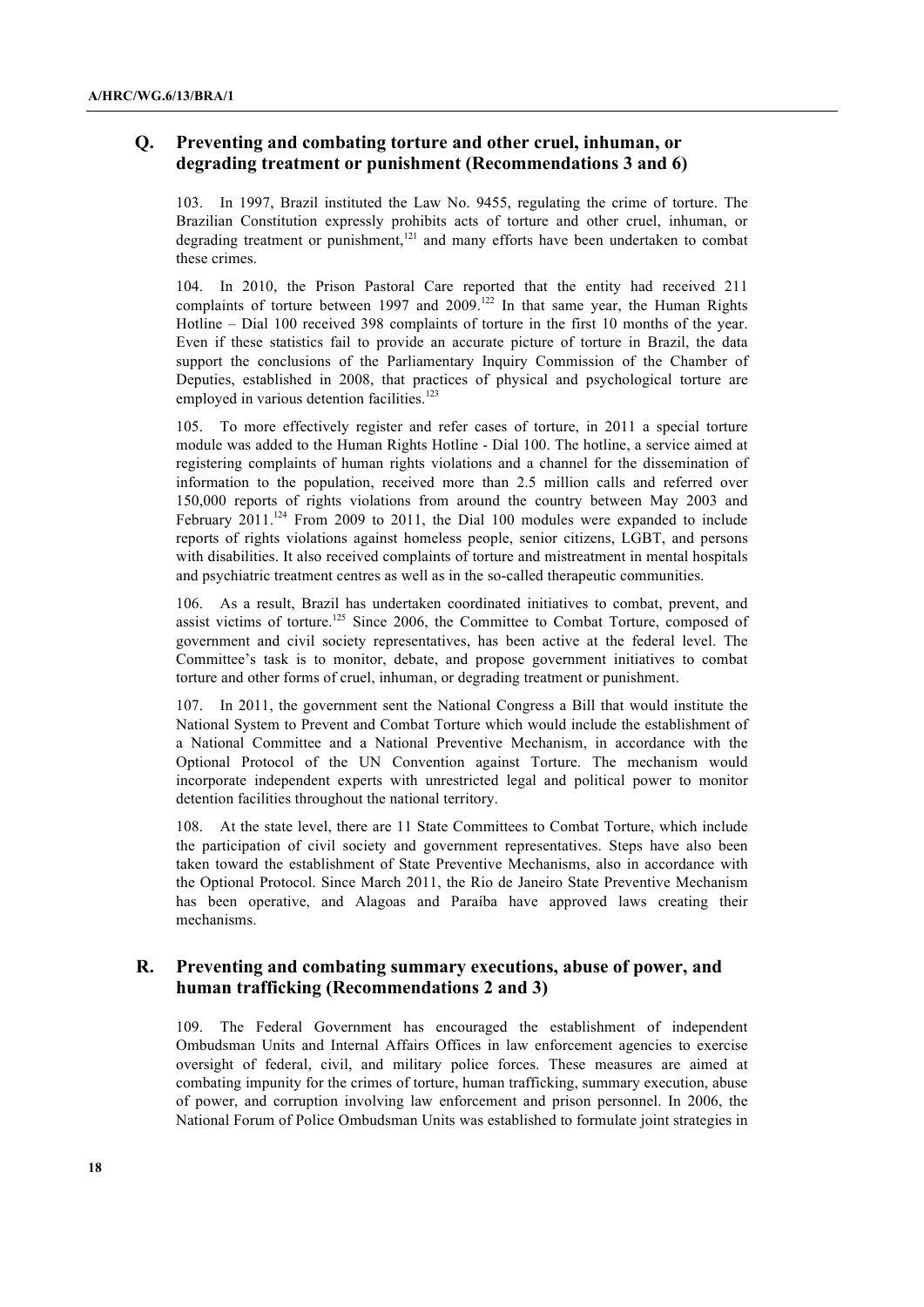## Q. Preventing and combating torture and other cruel, inhuman, or degrading treatment or punishment (Recommendations 3 and 6)

103. In 1997, Brazil instituted the Law No. 9455, regulating the crime of torture. The Brazilian Constitution expressly prohibits acts of torture and other cruel, inhuman, or degrading treatment or punishment,[121] and many efforts have been undertaken to combat these crimes.

104. In 2010, the Prison Pastoral Care reported that the entity had received 211 complaints of torture between 1997 and 2009.[122] In that same year, the Human Rights Hotline – Dial 100 received 398 complaints of torture in the first 10 months of the year. Even if these statistics fail to provide an accurate picture of torture in Brazil, the data support the conclusions of the Parliamentary Inquiry Commission of the Chamber of Deputies, established in 2008, that practices of physical and psychological torture are employed in various detention facilities.[123]

105. To more effectively register and refer cases of torture, in 2011 a special torture module was added to the Human Rights Hotline - Dial 100. The hotline, a service aimed at registering complaints of human rights violations and a channel for the dissemination of information to the population, received more than 2.5 million calls and referred over 150,000 reports of rights violations from around the country between May 2003 and February 2011.[124] From 2009 to 2011, the Dial 100 modules were expanded to include reports of rights violations against homeless people, senior citizens, LGBT, and persons with disabilities. It also received complaints of torture and mistreatment in mental hospitals and psychiatric treatment centres as well as in the so-called therapeutic communities.

106. As a result, Brazil has undertaken coordinated initiatives to combat, prevent, and assist victims of torture.[125] Since 2006, the Committee to Combat Torture, composed of government and civil society representatives, has been active at the federal level. The Committee's task is to monitor, debate, and propose government initiatives to combat torture and other forms of cruel, inhuman, or degrading treatment or punishment.

107. In 2011, the government sent the National Congress a Bill that would institute the National System to Prevent and Combat Torture which would include the establishment of a National Committee and a National Preventive Mechanism, in accordance with the Optional Protocol of the UN Convention against Torture. The mechanism would incorporate independent experts with unrestricted legal and political power to monitor detention facilities throughout the national territory.

108. At the state level, there are 11 State Committees to Combat Torture, which include the participation of civil society and government representatives. Steps have also been taken toward the establishment of State Preventive Mechanisms, also in accordance with the Optional Protocol. Since March 2011, the Rio de Janeiro State Preventive Mechanism has been operative, and Alagoas and Paraíba have approved laws creating their mechanisms.

## R. Preventing and combating summary executions, abuse of power, and human trafficking (Recommendations 2 and 3)

109. The Federal Government has encouraged the establishment of independent Ombudsman Units and Internal Affairs Offices in law enforcement agencies to exercise oversight of federal, civil, and military police forces. These measures are aimed at combating impunity for the crimes of torture, human trafficking, summary execution, abuse of power, and corruption involving law enforcement and prison personnel. In 2006, the National Forum of Police Ombudsman Units was established to formulate joint strategies in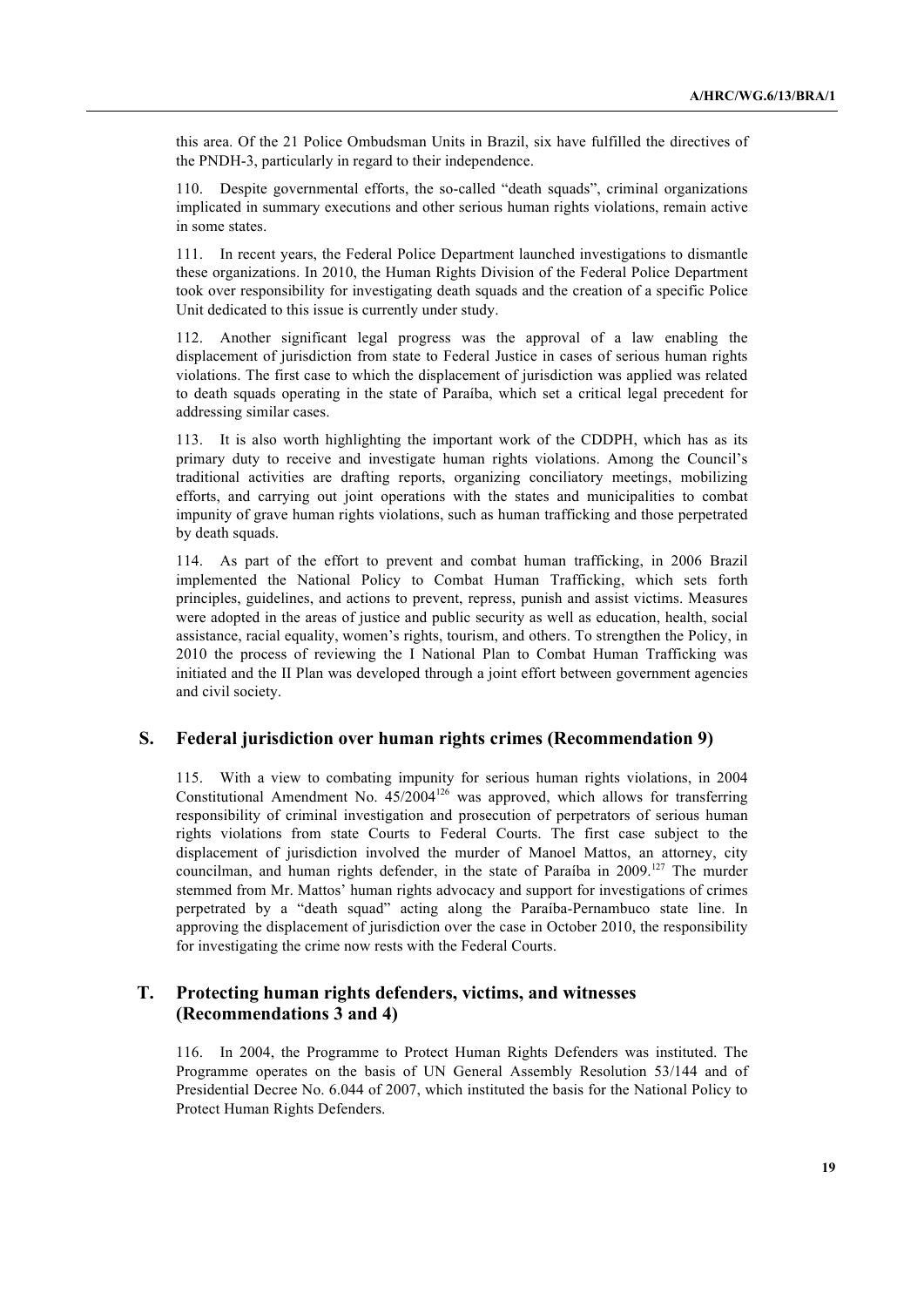this area. Of the 21 Police Ombudsman Units in Brazil, six have fulfilled the directives of the PNDH-3, particularly in regard to their independence.

110. Despite governmental efforts, the so-called "death squads", criminal organizations implicated in summary executions and other serious human rights violations, remain active in some states.

111. In recent years, the Federal Police Department launched investigations to dismantle these organizations. In 2010, the Human Rights Division of the Federal Police Department took over responsibility for investigating death squads and the creation of a specific Police Unit dedicated to this issue is currently under study.

112. Another significant legal progress was the approval of a law enabling the displacement of jurisdiction from state to Federal Justice in cases of serious human rights violations. The first case to which the displacement of jurisdiction was applied was related to death squads operating in the state of Paraíba, which set a critical legal precedent for addressing similar cases.

113. It is also worth highlighting the important work of the CDDPH, which has as its primary duty to receive and investigate human rights violations. Among the Council's traditional activities are drafting reports, organizing conciliatory meetings, mobilizing efforts, and carrying out joint operations with the states and municipalities to combat impunity of grave human rights violations, such as human trafficking and those perpetrated by death squads.

114. As part of the effort to prevent and combat human trafficking, in 2006 Brazil implemented the National Policy to Combat Human Trafficking, which sets forth principles, guidelines, and actions to prevent, repress, punish and assist victims. Measures were adopted in the areas of justice and public security as well as education, health, social assistance, racial equality, women's rights, tourism, and others. To strengthen the Policy, in 2010 the process of reviewing the I National Plan to Combat Human Trafficking was initiated and the II Plan was developed through a joint effort between government agencies and civil society.

## S. Federal jurisdiction over human rights crimes (Recommendation 9)

115. With a view to combating impunity for serious human rights violations, in 2004 Constitutional Amendment No. 45/2004[126] was approved, which allows for transferring responsibility of criminal investigation and prosecution of perpetrators of serious human rights violations from state Courts to Federal Courts. The first case subject to the displacement of jurisdiction involved the murder of Manoel Mattos, an attorney, city councilman, and human rights defender, in the state of Paraíba in 2009.[127] The murder stemmed from Mr. Mattos' human rights advocacy and support for investigations of crimes perpetrated by a "death squad" acting along the Paraíba-Pernambuco state line. In approving the displacement of jurisdiction over the case in October 2010, the responsibility for investigating the crime now rests with the Federal Courts.

## T. Protecting human rights defenders, victims, and witnesses (Recommendations 3 and 4)

116. In 2004, the Programme to Protect Human Rights Defenders was instituted. The Programme operates on the basis of UN General Assembly Resolution 53/144 and of Presidential Decree No. 6.044 of 2007, which instituted the basis for the National Policy to Protect Human Rights Defenders.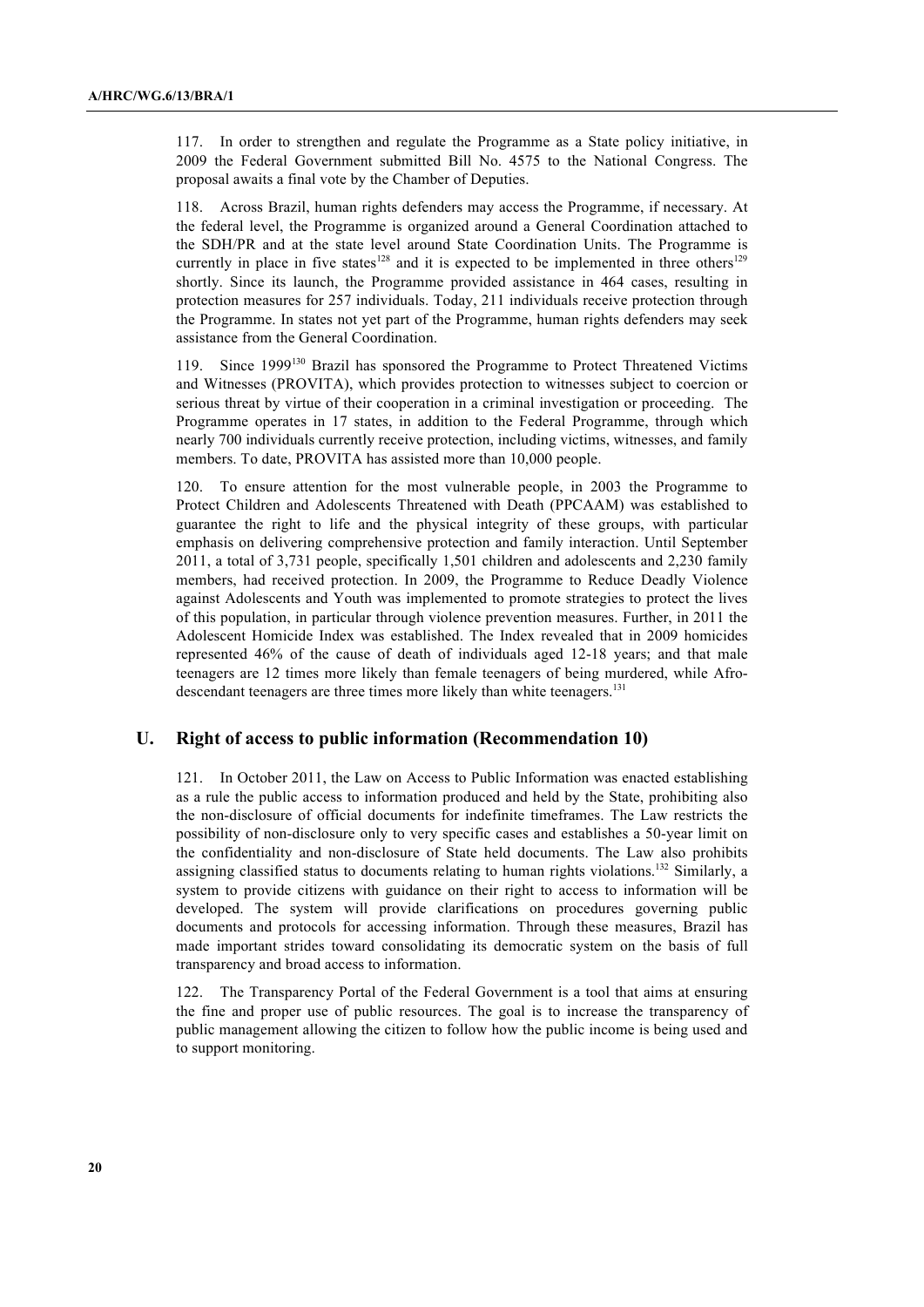117. In order to strengthen and regulate the Programme as a State policy initiative, in 2009 the Federal Government submitted Bill No. 4575 to the National Congress. The proposal awaits a final vote by the Chamber of Deputies.

118. Across Brazil, human rights defenders may access the Programme, if necessary. At the federal level, the Programme is organized around a General Coordination attached to the SDH/PR and at the state level around State Coordination Units. The Programme is currently in place in five states[128] and it is expected to be implemented in three others[129] shortly. Since its launch, the Programme provided assistance in 464 cases, resulting in protection measures for 257 individuals. Today, 211 individuals receive protection through the Programme. In states not yet part of the Programme, human rights defenders may seek assistance from the General Coordination.

119. Since 1999[130] Brazil has sponsored the Programme to Protect Threatened Victims and Witnesses (PROVITA), which provides protection to witnesses subject to coercion or serious threat by virtue of their cooperation in a criminal investigation or proceeding. The Programme operates in 17 states, in addition to the Federal Programme, through which nearly 700 individuals currently receive protection, including victims, witnesses, and family members. To date, PROVITA has assisted more than 10,000 people.

120. To ensure attention for the most vulnerable people, in 2003 the Programme to Protect Children and Adolescents Threatened with Death (PPCAAM) was established to guarantee the right to life and the physical integrity of these groups, with particular emphasis on delivering comprehensive protection and family interaction. Until September 2011, a total of 3,731 people, specifically 1,501 children and adolescents and 2,230 family members, had received protection. In 2009, the Programme to Reduce Deadly Violence against Adolescents and Youth was implemented to promote strategies to protect the lives of this population, in particular through violence prevention measures. Further, in 2011 the Adolescent Homicide Index was established. The Index revealed that in 2009 homicides represented 46% of the cause of death of individuals aged 12-18 years; and that male teenagers are 12 times more likely than female teenagers of being murdered, while Afro-descendant teenagers are three times more likely than white teenagers.[131]

## U. Right of access to public information (Recommendation 10)

121. In October 2011, the Law on Access to Public Information was enacted establishing as a rule the public access to information produced and held by the State, prohibiting also the non-disclosure of official documents for indefinite timeframes. The Law restricts the possibility of non-disclosure only to very specific cases and establishes a 50-year limit on the confidentiality and non-disclosure of State held documents. The Law also prohibits assigning classified status to documents relating to human rights violations.[132] Similarly, a system to provide citizens with guidance on their right to access to information will be developed. The system will provide clarifications on procedures governing public documents and protocols for accessing information. Through these measures, Brazil has made important strides toward consolidating its democratic system on the basis of full transparency and broad access to information.

122. The Transparency Portal of the Federal Government is a tool that aims at ensuring the fine and proper use of public resources. The goal is to increase the transparency of public management allowing the citizen to follow how the public income is being used and to support monitoring.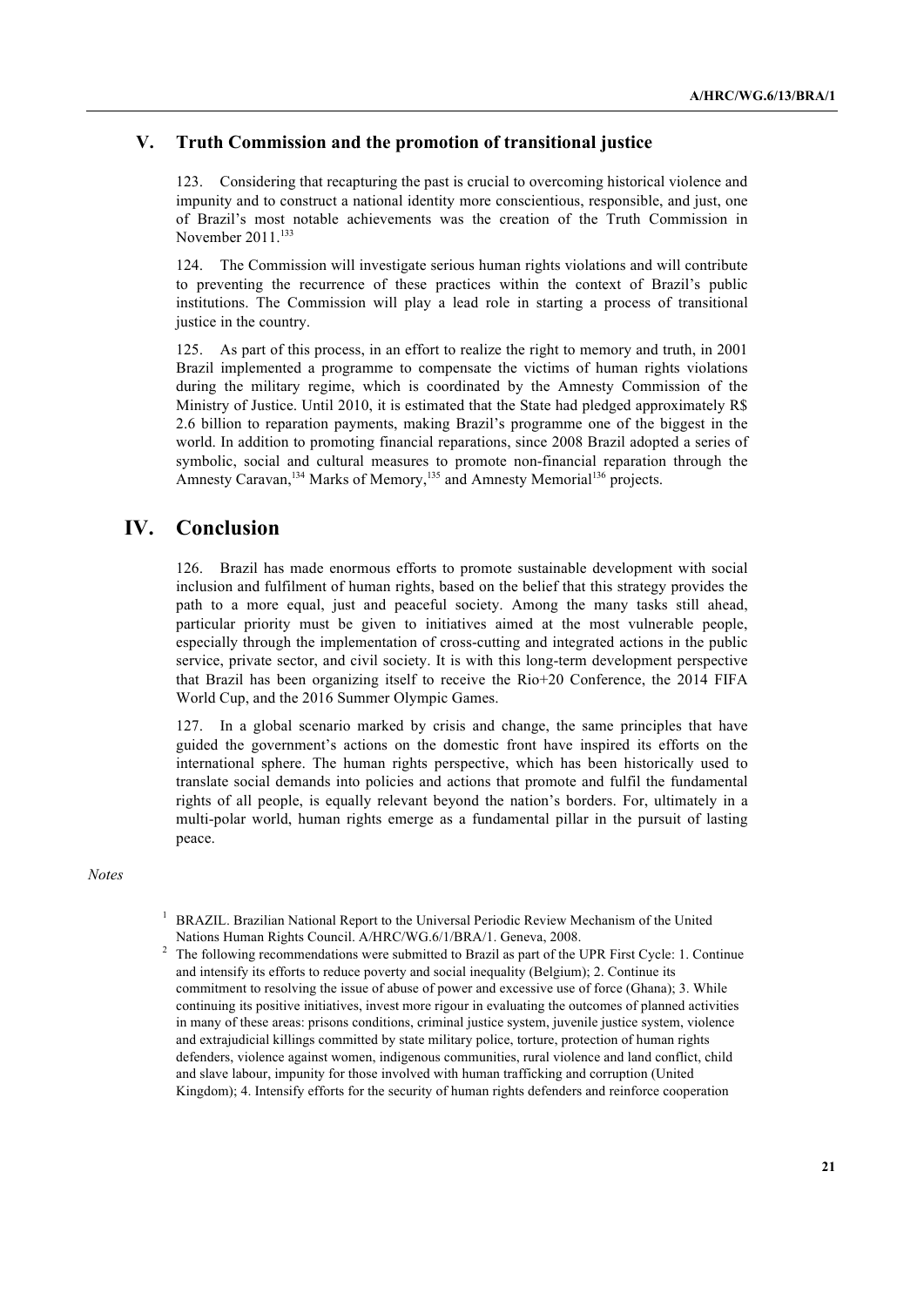## V. Truth Commission and the promotion of transitional justice

123. Considering that recapturing the past is crucial to overcoming historical violence and impunity and to construct a national identity more conscientious, responsible, and just, one of Brazil's most notable achievements was the creation of the Truth Commission in November 2011.[133]

124. The Commission will investigate serious human rights violations and will contribute to preventing the recurrence of these practices within the context of Brazil's public institutions. The Commission will play a lead role in starting a process of transitional justice in the country.

125. As part of this process, in an effort to realize the right to memory and truth, in 2001 Brazil implemented a programme to compensate the victims of human rights violations during the military regime, which is coordinated by the Amnesty Commission of the Ministry of Justice. Until 2010, it is estimated that the State had pledged approximately R$ 2.6 billion to reparation payments, making Brazil's programme one of the biggest in the world. In addition to promoting financial reparations, since 2008 Brazil adopted a series of symbolic, social and cultural measures to promote non-financial reparation through the Amnesty Caravan,[134] Marks of Memory,[135] and Amnesty Memorial[136] projects.

# IV. Conclusion

126. Brazil has made enormous efforts to promote sustainable development with social inclusion and fulfilment of human rights, based on the belief that this strategy provides the path to a more equal, just and peaceful society. Among the many tasks still ahead, particular priority must be given to initiatives aimed at the most vulnerable people, especially through the implementation of cross-cutting and integrated actions in the public service, private sector, and civil society. It is with this long-term development perspective that Brazil has been organizing itself to receive the Rio+20 Conference, the 2014 FIFA World Cup, and the 2016 Summer Olympic Games.

127. In a global scenario marked by crisis and change, the same principles that have guided the government's actions on the domestic front have inspired its efforts on the international sphere. The human rights perspective, which has been historically used to translate social demands into policies and actions that promote and fulfil the fundamental rights of all people, is equally relevant beyond the nation's borders. For, ultimately in a multi-polar world, human rights emerge as a fundamental pillar in the pursuit of lasting peace.

*Notes*

[1] BRAZIL. Brazilian National Report to the Universal Periodic Review Mechanism of the United Nations Human Rights Council. A/HRC/WG.6/1/BRA/1. Geneva, 2008.

[2] The following recommendations were submitted to Brazil as part of the UPR First Cycle: 1. Continue and intensify its efforts to reduce poverty and social inequality (Belgium); 2. Continue its commitment to resolving the issue of abuse of power and excessive use of force (Ghana); 3. While continuing its positive initiatives, invest more rigour in evaluating the outcomes of planned activities in many of these areas: prisons conditions, criminal justice system, juvenile justice system, violence and extrajudicial killings committed by state military police, torture, protection of human rights defenders, violence against women, indigenous communities, rural violence and land conflict, child and slave labour, impunity for those involved with human trafficking and corruption (United Kingdom); 4. Intensify efforts for the security of human rights defenders and reinforce cooperation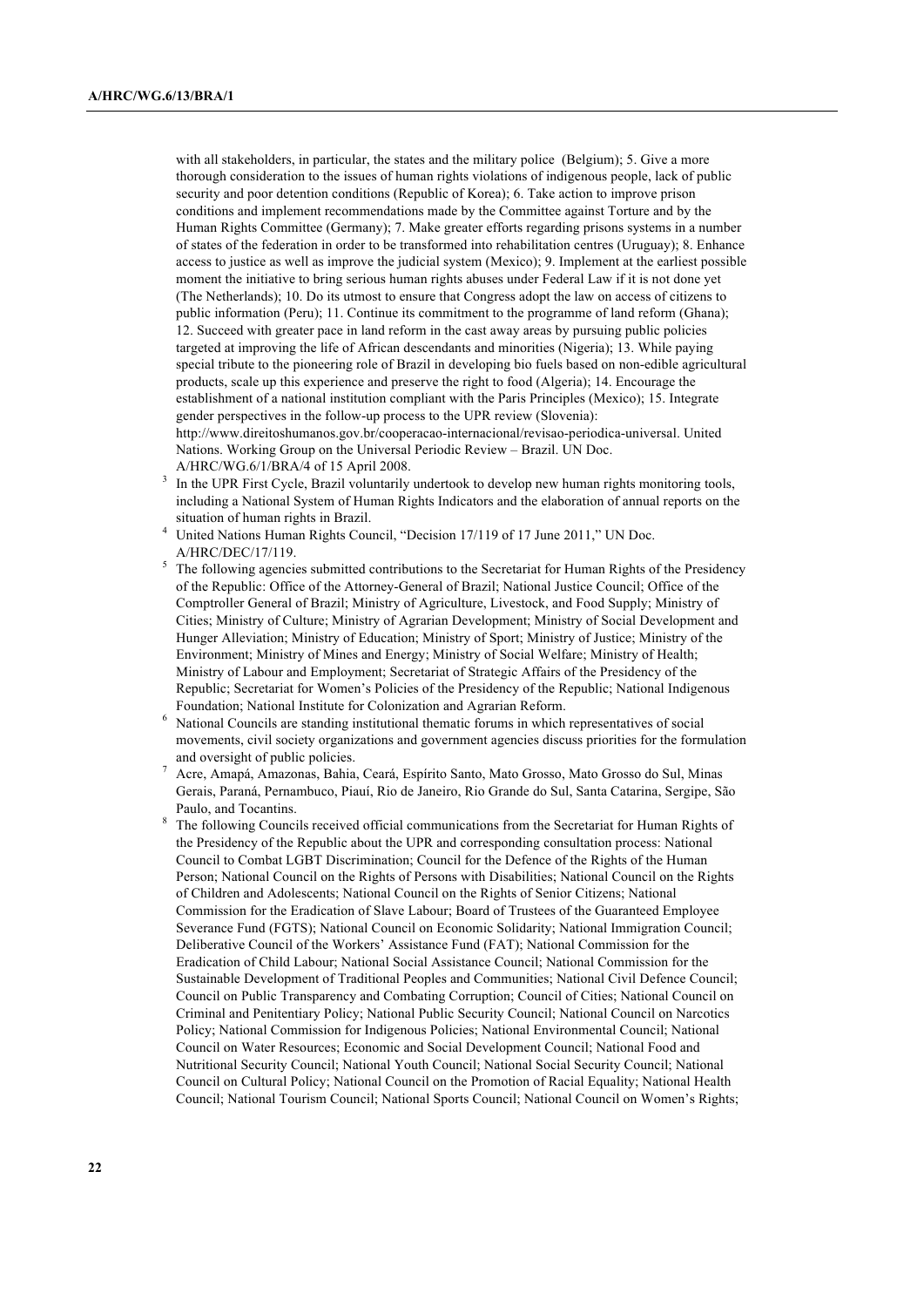with all stakeholders, in particular, the states and the military police (Belgium); 5. Give a more thorough consideration to the issues of human rights violations of indigenous people, lack of public security and poor detention conditions (Republic of Korea); 6. Take action to improve prison conditions and implement recommendations made by the Committee against Torture and by the Human Rights Committee (Germany); 7. Make greater efforts regarding prisons systems in a number of states of the federation in order to be transformed into rehabilitation centres (Uruguay); 8. Enhance access to justice as well as improve the judicial system (Mexico); 9. Implement at the earliest possible moment the initiative to bring serious human rights abuses under Federal Law if it is not done yet (The Netherlands); 10. Do its utmost to ensure that Congress adopt the law on access of citizens to public information (Peru); 11. Continue its commitment to the programme of land reform (Ghana); 12. Succeed with greater pace in land reform in the cast away areas by pursuing public policies targeted at improving the life of African descendants and minorities (Nigeria); 13. While paying special tribute to the pioneering role of Brazil in developing bio fuels based on non-edible agricultural products, scale up this experience and preserve the right to food (Algeria); 14. Encourage the establishment of a national institution compliant with the Paris Principles (Mexico); 15. Integrate gender perspectives in the follow-up process to the UPR review (Slovenia): http://www.direitoshumanos.gov.br/cooperacao-internacional/revisao-periodica-universal. United Nations. Working Group on the Universal Periodic Review – Brazil. UN Doc. A/HRC/WG.6/1/BRA/4 of 15 April 2008.

[3] In the UPR First Cycle, Brazil voluntarily undertook to develop new human rights monitoring tools, including a National System of Human Rights Indicators and the elaboration of annual reports on the situation of human rights in Brazil.

[4] United Nations Human Rights Council, "Decision 17/119 of 17 June 2011," UN Doc. A/HRC/DEC/17/119.

[5] The following agencies submitted contributions to the Secretariat for Human Rights of the Presidency of the Republic: Office of the Attorney-General of Brazil; National Justice Council; Office of the Comptroller General of Brazil; Ministry of Agriculture, Livestock, and Food Supply; Ministry of Cities; Ministry of Culture; Ministry of Agrarian Development; Ministry of Social Development and Hunger Alleviation; Ministry of Education; Ministry of Sport; Ministry of Justice; Ministry of the Environment; Ministry of Mines and Energy; Ministry of Social Welfare; Ministry of Health; Ministry of Labour and Employment; Secretariat of Strategic Affairs of the Presidency of the Republic; Secretariat for Women's Policies of the Presidency of the Republic; National Indigenous Foundation; National Institute for Colonization and Agrarian Reform.

[6] National Councils are standing institutional thematic forums in which representatives of social movements, civil society organizations and government agencies discuss priorities for the formulation and oversight of public policies.

[7] Acre, Amapá, Amazonas, Bahia, Ceará, Espírito Santo, Mato Grosso, Mato Grosso do Sul, Minas Gerais, Paraná, Pernambuco, Piauí, Rio de Janeiro, Rio Grande do Sul, Santa Catarina, Sergipe, São Paulo, and Tocantins.

[8] The following Councils received official communications from the Secretariat for Human Rights of the Presidency of the Republic about the UPR and corresponding consultation process: National Council to Combat LGBT Discrimination; Council for the Defence of the Rights of the Human Person; National Council on the Rights of Persons with Disabilities; National Council on the Rights of Children and Adolescents; National Council on the Rights of Senior Citizens; National Commission for the Eradication of Slave Labour; Board of Trustees of the Guaranteed Employee Severance Fund (FGTS); National Council on Economic Solidarity; National Immigration Council; Deliberative Council of the Workers' Assistance Fund (FAT); National Commission for the Eradication of Child Labour; National Social Assistance Council; National Commission for the Sustainable Development of Traditional Peoples and Communities; National Civil Defence Council; Council on Public Transparency and Combating Corruption; Council of Cities; National Council on Criminal and Penitentiary Policy; National Public Security Council; National Council on Narcotics Policy; National Commission for Indigenous Policies; National Environmental Council; National Council on Water Resources; Economic and Social Development Council; National Food and Nutritional Security Council; National Youth Council; National Social Security Council; National Council on Cultural Policy; National Council on the Promotion of Racial Equality; National Health Council; National Tourism Council; National Sports Council; National Council on Women's Rights;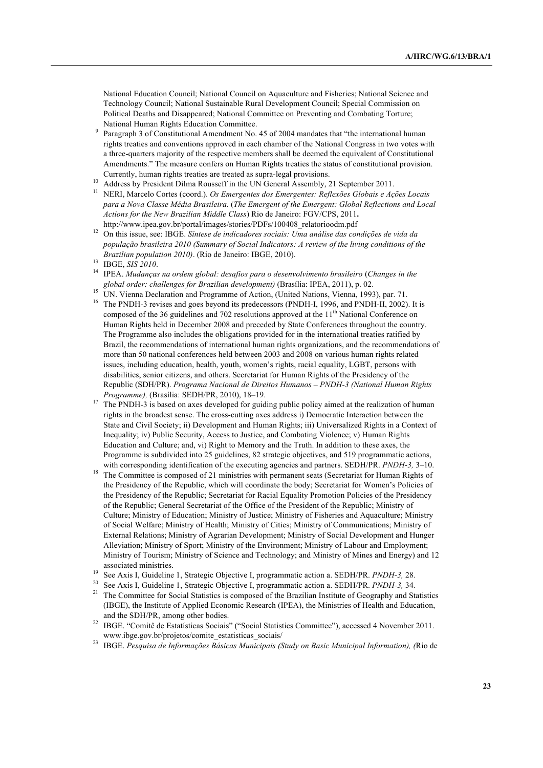National Education Council; National Council on Aquaculture and Fisheries; National Science and Technology Council; National Sustainable Rural Development Council; Special Commission on Political Deaths and Disappeared; National Committee on Preventing and Combating Torture; National Human Rights Education Committee.

[9] Paragraph 3 of Constitutional Amendment No. 45 of 2004 mandates that "the international human rights treaties and conventions approved in each chamber of the National Congress in two votes with a three-quarters majority of the respective members shall be deemed the equivalent of Constitutional Amendments." The measure confers on Human Rights treaties the status of constitutional provision. Currently, human rights treaties are treated as supra-legal provisions.

[10] Address by President Dilma Rousseff in the UN General Assembly, 21 September 2011.

[11] NERI, Marcelo Cortes (coord.). *Os Emergentes dos Emergentes: Reflexões Globais e Ações Locais para a Nova Classe Média Brasileira.* (*The Emergent of the Emergent: Global Reflections and Local Actions for the New Brazilian Middle Class*) Rio de Janeiro: FGV/CPS, 2011**.** http://www.ipea.gov.br/portal/images/stories/PDFs/100408_relatorioodm.pdf

[12] On this issue, see: IBGE. *Síntese de indicadores sociais: Uma análise das condições de vida da população brasileira 2010 (Summary of Social Indicators: A review of the living conditions of the Brazilian population 2010)*. (Rio de Janeiro: IBGE, 2010).

[13] IBGE, *SIS 2010*.

[14] IPEA. *Mudanças na ordem global: desafios para o desenvolvimento brasileiro* (*Changes in the global order: challenges for Brazilian development)* (Brasília: IPEA, 2011), p. 02.

[15] UN. Vienna Declaration and Programme of Action, (United Nations, Vienna, 1993), par. 71.

[16] The PNDH-3 revises and goes beyond its predecessors (PNDH-I, 1996, and PNDH-II, 2002). It is composed of the 36 guidelines and 702 resolutions approved at the 11th National Conference on Human Rights held in December 2008 and preceded by State Conferences throughout the country. The Programme also includes the obligations provided for in the international treaties ratified by Brazil, the recommendations of international human rights organizations, and the recommendations of more than 50 national conferences held between 2003 and 2008 on various human rights related issues, including education, health, youth, women's rights, racial equality, LGBT, persons with disabilities, senior citizens, and others. Secretariat for Human Rights of the Presidency of the Republic (SDH/PR). *Programa Nacional de Direitos Humanos – PNDH-3 (National Human Rights Programme),* (Brasília: SEDH/PR, 2010), 18–19.

[17] The PNDH-3 is based on axes developed for guiding public policy aimed at the realization of human rights in the broadest sense. The cross-cutting axes address i) Democratic Interaction between the State and Civil Society; ii) Development and Human Rights; iii) Universalized Rights in a Context of Inequality; iv) Public Security, Access to Justice, and Combating Violence; v) Human Rights Education and Culture; and, vi) Right to Memory and the Truth. In addition to these axes, the Programme is subdivided into 25 guidelines, 82 strategic objectives, and 519 programmatic actions, with corresponding identification of the executing agencies and partners. SEDH/PR. *PNDH-3,* 3–10.

[18] The Committee is composed of 21 ministries with permanent seats (Secretariat for Human Rights of the Presidency of the Republic, which will coordinate the body; Secretariat for Women's Policies of the Presidency of the Republic; Secretariat for Racial Equality Promotion Policies of the Presidency of the Republic; General Secretariat of the Office of the President of the Republic; Ministry of Culture; Ministry of Education; Ministry of Justice; Ministry of Fisheries and Aquaculture; Ministry of Social Welfare; Ministry of Health; Ministry of Cities; Ministry of Communications; Ministry of External Relations; Ministry of Agrarian Development; Ministry of Social Development and Hunger Alleviation; Ministry of Sport; Ministry of the Environment; Ministry of Labour and Employment; Ministry of Tourism; Ministry of Science and Technology; and Ministry of Mines and Energy) and 12 associated ministries.

[19] See Axis I, Guideline 1, Strategic Objective I, programmatic action a. SEDH/PR. *PNDH-3,* 28.

[20] See Axis I, Guideline 1, Strategic Objective I, programmatic action a. SEDH/PR. *PNDH-3,* 34.

[21] The Committee for Social Statistics is composed of the Brazilian Institute of Geography and Statistics (IBGE), the Institute of Applied Economic Research (IPEA), the Ministries of Health and Education, and the SDH/PR, among other bodies.

[22] IBGE. "Comitê de Estatísticas Sociais" ("Social Statistics Committee"), accessed 4 November 2011. www.ibge.gov.br/projetos/comite_estatisticas_sociais/

[23] IBGE. *Pesquisa de Informações Básicas Municipais (Study on Basic Municipal Information), (*Rio de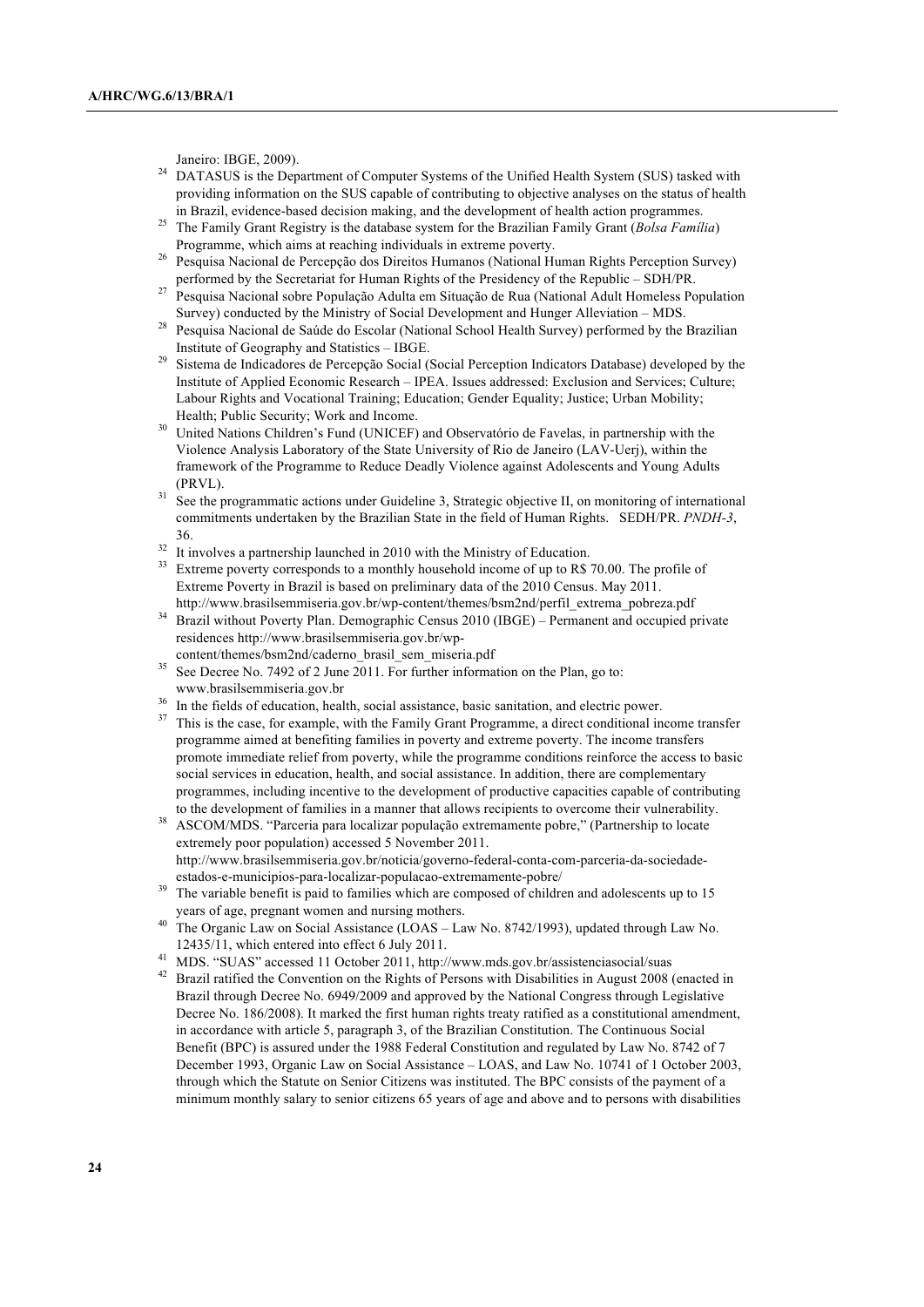Janeiro: IBGE, 2009).

[24] DATASUS is the Department of Computer Systems of the Unified Health System (SUS) tasked with providing information on the SUS capable of contributing to objective analyses on the status of health in Brazil, evidence-based decision making, and the development of health action programmes.

[25] The Family Grant Registry is the database system for the Brazilian Family Grant (*Bolsa Família*) Programme, which aims at reaching individuals in extreme poverty.

[26] Pesquisa Nacional de Percepção dos Direitos Humanos (National Human Rights Perception Survey) performed by the Secretariat for Human Rights of the Presidency of the Republic – SDH/PR.

[27] Pesquisa Nacional sobre População Adulta em Situação de Rua (National Adult Homeless Population Survey) conducted by the Ministry of Social Development and Hunger Alleviation – MDS.

[28] Pesquisa Nacional de Saúde do Escolar (National School Health Survey) performed by the Brazilian Institute of Geography and Statistics – IBGE.

[29] Sistema de Indicadores de Percepção Social (Social Perception Indicators Database) developed by the Institute of Applied Economic Research – IPEA. Issues addressed: Exclusion and Services; Culture; Labour Rights and Vocational Training; Education; Gender Equality; Justice; Urban Mobility; Health; Public Security; Work and Income.

[30] United Nations Children's Fund (UNICEF) and Observatório de Favelas, in partnership with the Violence Analysis Laboratory of the State University of Rio de Janeiro (LAV-Uerj), within the framework of the Programme to Reduce Deadly Violence against Adolescents and Young Adults (PRVL).

[31] See the programmatic actions under Guideline 3, Strategic objective II, on monitoring of international commitments undertaken by the Brazilian State in the field of Human Rights. SEDH/PR. *PNDH-3*, 36.

[32] It involves a partnership launched in 2010 with the Ministry of Education.

[33] Extreme poverty corresponds to a monthly household income of up to R$ 70.00. The profile of Extreme Poverty in Brazil is based on preliminary data of the 2010 Census. May 2011. http://www.brasilsemmiseria.gov.br/wp-content/themes/bsm2nd/perfil_extrema_pobreza.pdf

[34] Brazil without Poverty Plan. Demographic Census 2010 (IBGE) – Permanent and occupied private residences http://www.brasilsemmiseria.gov.br/wp-content/themes/bsm2nd/caderno_brasil_sem_miseria.pdf

[35] See Decree No. 7492 of 2 June 2011. For further information on the Plan, go to: www.brasilsemmiseria.gov.br

[36] In the fields of education, health, social assistance, basic sanitation, and electric power.

[37] This is the case, for example, with the Family Grant Programme, a direct conditional income transfer programme aimed at benefiting families in poverty and extreme poverty. The income transfers promote immediate relief from poverty, while the programme conditions reinforce the access to basic social services in education, health, and social assistance. In addition, there are complementary programmes, including incentive to the development of productive capacities capable of contributing to the development of families in a manner that allows recipients to overcome their vulnerability.

[38] ASCOM/MDS. "Parceria para localizar população extremamente pobre," (Partnership to locate extremely poor population) accessed 5 November 2011. http://www.brasilsemmiseria.gov.br/noticia/governo-federal-conta-com-parceria-da-sociedade-estados-e-municipios-para-localizar-populacao-extremamente-pobre/

[39] The variable benefit is paid to families which are composed of children and adolescents up to 15 years of age, pregnant women and nursing mothers.

[40] The Organic Law on Social Assistance (LOAS – Law No. 8742/1993), updated through Law No. 12435/11, which entered into effect 6 July 2011.

[41] MDS. "SUAS" accessed 11 October 2011, http://www.mds.gov.br/assistenciasocial/suas

[42] Brazil ratified the Convention on the Rights of Persons with Disabilities in August 2008 (enacted in Brazil through Decree No. 6949/2009 and approved by the National Congress through Legislative Decree No. 186/2008). It marked the first human rights treaty ratified as a constitutional amendment, in accordance with article 5, paragraph 3, of the Brazilian Constitution. The Continuous Social Benefit (BPC) is assured under the 1988 Federal Constitution and regulated by Law No. 8742 of 7 December 1993, Organic Law on Social Assistance – LOAS, and Law No. 10741 of 1 October 2003, through which the Statute on Senior Citizens was instituted. The BPC consists of the payment of a minimum monthly salary to senior citizens 65 years of age and above and to persons with disabilities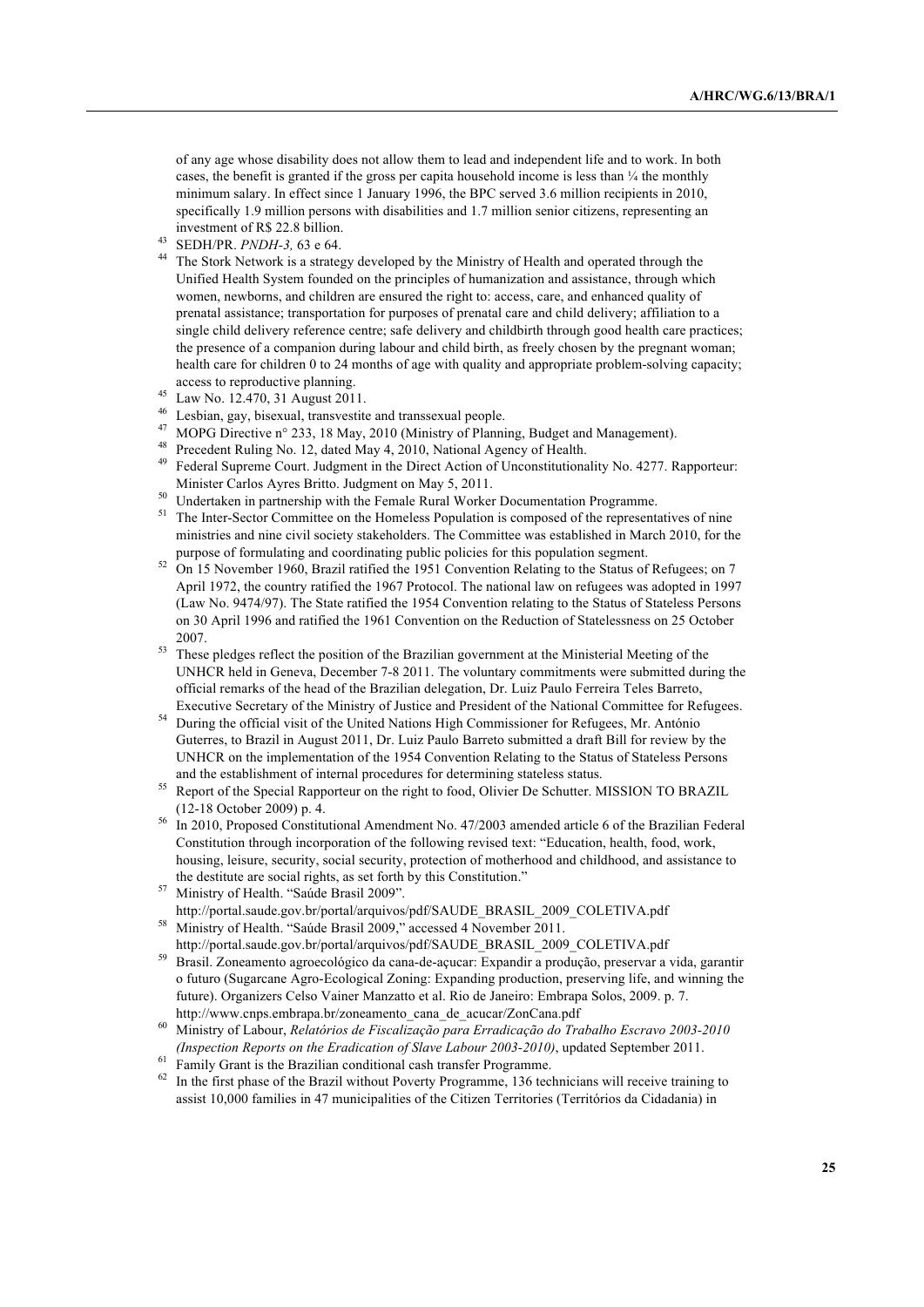of any age whose disability does not allow them to lead and independent life and to work. In both cases, the benefit is granted if the gross per capita household income is less than ¼ the monthly minimum salary. In effect since 1 January 1996, the BPC served 3.6 million recipients in 2010, specifically 1.9 million persons with disabilities and 1.7 million senior citizens, representing an investment of R$ 22.8 billion.

[43] SEDH/PR. *PNDH-3,* 63 e 64.

[44] The Stork Network is a strategy developed by the Ministry of Health and operated through the Unified Health System founded on the principles of humanization and assistance, through which women, newborns, and children are ensured the right to: access, care, and enhanced quality of prenatal assistance; transportation for purposes of prenatal care and child delivery; affiliation to a single child delivery reference centre; safe delivery and childbirth through good health care practices; the presence of a companion during labour and child birth, as freely chosen by the pregnant woman; health care for children 0 to 24 months of age with quality and appropriate problem-solving capacity; access to reproductive planning.

[45] Law No. 12.470, 31 August 2011.

[46] Lesbian, gay, bisexual, transvestite and transsexual people.

[47] MOPG Directive n° 233, 18 May, 2010 (Ministry of Planning, Budget and Management).

[48] Precedent Ruling No. 12, dated May 4, 2010, National Agency of Health.

[49] Federal Supreme Court. Judgment in the Direct Action of Unconstitutionality No. 4277. Rapporteur: Minister Carlos Ayres Britto. Judgment on May 5, 2011.

[50] Undertaken in partnership with the Female Rural Worker Documentation Programme.

[51] The Inter-Sector Committee on the Homeless Population is composed of the representatives of nine ministries and nine civil society stakeholders. The Committee was established in March 2010, for the purpose of formulating and coordinating public policies for this population segment.

[52] On 15 November 1960, Brazil ratified the 1951 Convention Relating to the Status of Refugees; on 7 April 1972, the country ratified the 1967 Protocol. The national law on refugees was adopted in 1997 (Law No. 9474/97). The State ratified the 1954 Convention relating to the Status of Stateless Persons on 30 April 1996 and ratified the 1961 Convention on the Reduction of Statelessness on 25 October 2007.

[53] These pledges reflect the position of the Brazilian government at the Ministerial Meeting of the UNHCR held in Geneva, December 7-8 2011. The voluntary commitments were submitted during the official remarks of the head of the Brazilian delegation, Dr. Luiz Paulo Ferreira Teles Barreto, Executive Secretary of the Ministry of Justice and President of the National Committee for Refugees.

[54] During the official visit of the United Nations High Commissioner for Refugees, Mr. António Guterres, to Brazil in August 2011, Dr. Luiz Paulo Barreto submitted a draft Bill for review by the UNHCR on the implementation of the 1954 Convention Relating to the Status of Stateless Persons and the establishment of internal procedures for determining stateless status.

[55] Report of the Special Rapporteur on the right to food, Olivier De Schutter. MISSION TO BRAZIL (12-18 October 2009) p. 4.

[56] In 2010, Proposed Constitutional Amendment No. 47/2003 amended article 6 of the Brazilian Federal Constitution through incorporation of the following revised text: "Education, health, food, work, housing, leisure, security, social security, protection of motherhood and childhood, and assistance to the destitute are social rights, as set forth by this Constitution."

[57] Ministry of Health. "Saúde Brasil 2009". http://portal.saude.gov.br/portal/arquivos/pdf/SAUDE_BRASIL_2009_COLETIVA.pdf

[58] Ministry of Health. "Saúde Brasil 2009," accessed 4 November 2011. http://portal.saude.gov.br/portal/arquivos/pdf/SAUDE_BRASIL_2009_COLETIVA.pdf

[59] Brasil. Zoneamento agroecológico da cana-de-açucar: Expandir a produção, preservar a vida, garantir o futuro (Sugarcane Agro-Ecological Zoning: Expanding production, preserving life, and winning the future). Organizers Celso Vainer Manzatto et al. Rio de Janeiro: Embrapa Solos, 2009. p. 7. http://www.cnps.embrapa.br/zoneamento_cana_de_acucar/ZonCana.pdf

[60] Ministry of Labour, *Relatórios de Fiscalização para Erradicação do Trabalho Escravo 2003-2010 (Inspection Reports on the Eradication of Slave Labour 2003-2010)*, updated September 2011.

[61] Family Grant is the Brazilian conditional cash transfer Programme.

[62] In the first phase of the Brazil without Poverty Programme, 136 technicians will receive training to assist 10,000 families in 47 municipalities of the Citizen Territories (Territórios da Cidadania) in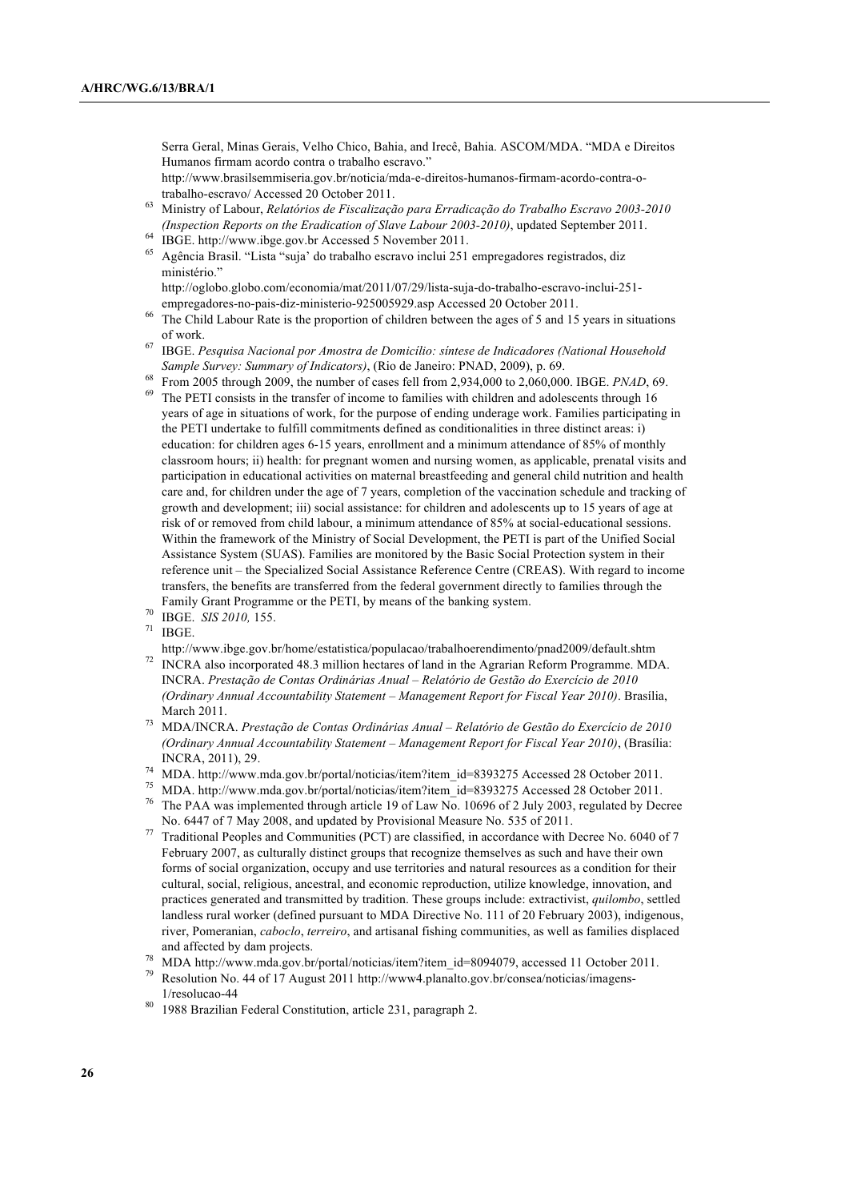Serra Geral, Minas Gerais, Velho Chico, Bahia, and Irecê, Bahia. ASCOM/MDA. "MDA e Direitos Humanos firmam acordo contra o trabalho escravo." http://www.brasilsemmiseria.gov.br/noticia/mda-e-direitos-humanos-firmam-acordo-contra-o-trabalho-escravo/ Accessed 20 October 2011.

[63] Ministry of Labour, *Relatórios de Fiscalização para Erradicação do Trabalho Escravo 2003-2010 (Inspection Reports on the Eradication of Slave Labour 2003-2010)*, updated September 2011.

[64] IBGE. http://www.ibge.gov.br Accessed 5 November 2011.

[65] Agência Brasil. "Lista 'suja' do trabalho escravo inclui 251 empregadores registrados, diz ministério." http://oglobo.globo.com/economia/mat/2011/07/29/lista-suja-do-trabalho-escravo-inclui-251-empregadores-no-pais-diz-ministerio-925005929.asp Accessed 20 October 2011.

[66] The Child Labour Rate is the proportion of children between the ages of 5 and 15 years in situations of work.

[67] IBGE. *Pesquisa Nacional por Amostra de Domicílio: síntese de Indicadores (National Household Sample Survey: Summary of Indicators)*, (Rio de Janeiro: PNAD, 2009), p. 69.

[68] From 2005 through 2009, the number of cases fell from 2,934,000 to 2,060,000. IBGE. *PNAD*, 69.

[69] The PETI consists in the transfer of income to families with children and adolescents through 16 years of age in situations of work, for the purpose of ending underage work. Families participating in the PETI undertake to fulfill commitments defined as conditionalities in three distinct areas: i) education: for children ages 6-15 years, enrollment and a minimum attendance of 85% of monthly classroom hours; ii) health: for pregnant women and nursing women, as applicable, prenatal visits and participation in educational activities on maternal breastfeeding and general child nutrition and health care and, for children under the age of 7 years, completion of the vaccination schedule and tracking of growth and development; iii) social assistance: for children and adolescents up to 15 years of age at risk of or removed from child labour, a minimum attendance of 85% at social-educational sessions. Within the framework of the Ministry of Social Development, the PETI is part of the Unified Social Assistance System (SUAS). Families are monitored by the Basic Social Protection system in their reference unit – the Specialized Social Assistance Reference Centre (CREAS). With regard to income transfers, the benefits are transferred from the federal government directly to families through the Family Grant Programme or the PETI, by means of the banking system.

[70] IBGE. *SIS 2010,* 155.

[71] IBGE. http://www.ibge.gov.br/home/estatistica/populacao/trabalhoerendimento/pnad2009/default.shtm

[72] INCRA also incorporated 48.3 million hectares of land in the Agrarian Reform Programme. MDA. INCRA. *Prestação de Contas Ordinárias Anual – Relatório de Gestão do Exercício de 2010 (Ordinary Annual Accountability Statement – Management Report for Fiscal Year 2010)*. Brasília, March 2011.

[73] MDA/INCRA. *Prestação de Contas Ordinárias Anual – Relatório de Gestão do Exercício de 2010 (Ordinary Annual Accountability Statement – Management Report for Fiscal Year 2010)*, (Brasília: INCRA, 2011), 29.

[74] MDA. http://www.mda.gov.br/portal/noticias/item?item_id=8393275 Accessed 28 October 2011.

[75] MDA. http://www.mda.gov.br/portal/noticias/item?item_id=8393275 Accessed 28 October 2011.

[76] The PAA was implemented through article 19 of Law No. 10696 of 2 July 2003, regulated by Decree No. 6447 of 7 May 2008, and updated by Provisional Measure No. 535 of 2011.

[77] Traditional Peoples and Communities (PCT) are classified, in accordance with Decree No. 6040 of 7 February 2007, as culturally distinct groups that recognize themselves as such and have their own forms of social organization, occupy and use territories and natural resources as a condition for their cultural, social, religious, ancestral, and economic reproduction, utilize knowledge, innovation, and practices generated and transmitted by tradition. These groups include: extractivist, *quilombo*, settled landless rural worker (defined pursuant to MDA Directive No. 111 of 20 February 2003), indigenous, river, Pomeranian, *caboclo*, *terreiro*, and artisanal fishing communities, as well as families displaced and affected by dam projects.

[78] MDA http://www.mda.gov.br/portal/noticias/item?item_id=8094079, accessed 11 October 2011.

[79] Resolution No. 44 of 17 August 2011 http://www4.planalto.gov.br/consea/noticias/imagens-1/resolucao-44

[80] 1988 Brazilian Federal Constitution, article 231, paragraph 2.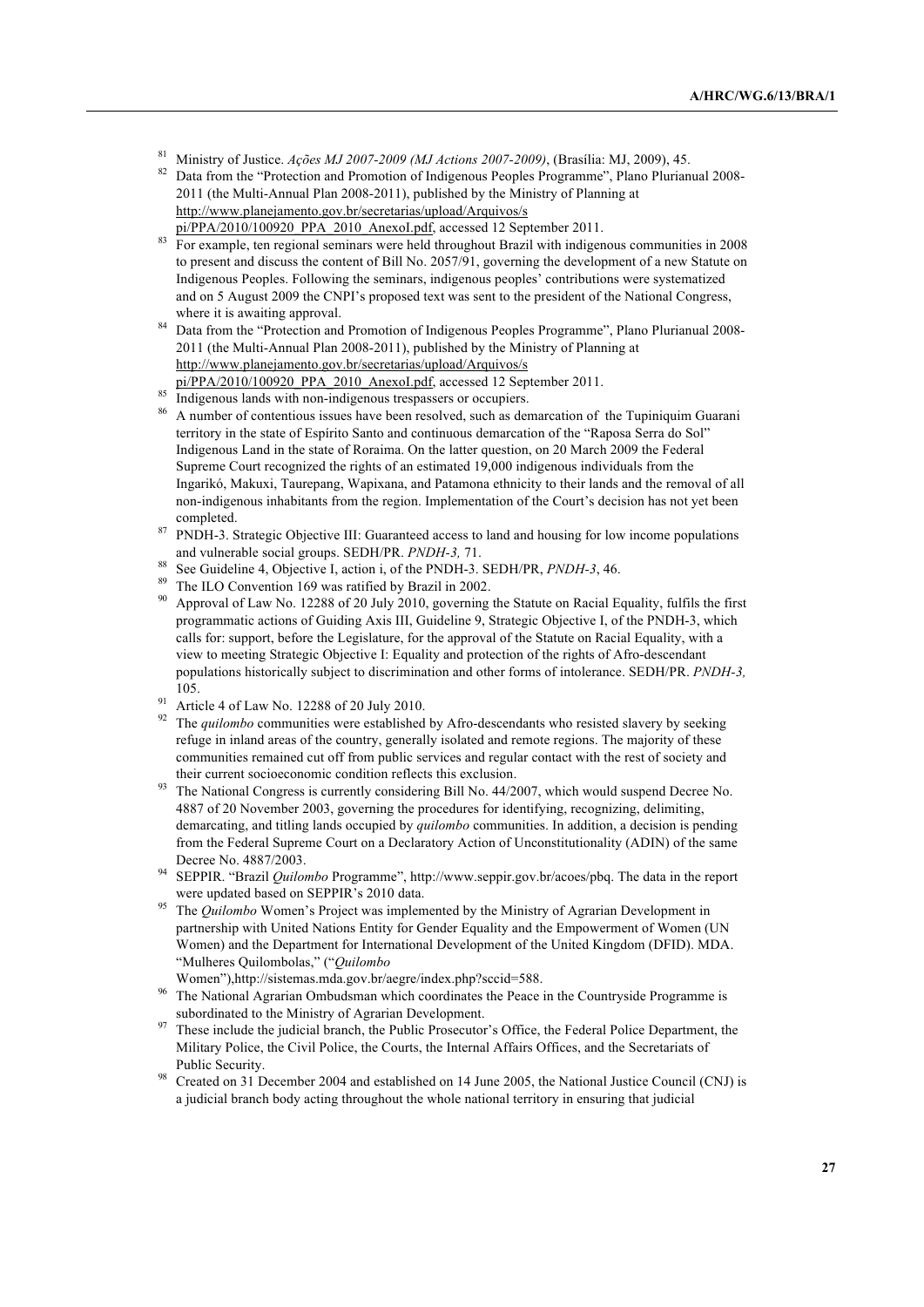[81] Ministry of Justice. *Ações MJ 2007-2009 (MJ Actions 2007-2009)*, (Brasília: MJ, 2009), 45.

[82] Data from the "Protection and Promotion of Indigenous Peoples Programme", Plano Plurianual 2008-2011 (the Multi-Annual Plan 2008-2011), published by the Ministry of Planning at http://www.planejamento.gov.br/secretarias/upload/Arquivos/spi/PPA/2010/100920_PPA_2010_AnexoI.pdf, accessed 12 September 2011.

[83] For example, ten regional seminars were held throughout Brazil with indigenous communities in 2008 to present and discuss the content of Bill No. 2057/91, governing the development of a new Statute on Indigenous Peoples. Following the seminars, indigenous peoples' contributions were systematized and on 5 August 2009 the CNPI's proposed text was sent to the president of the National Congress, where it is awaiting approval.

[84] Data from the "Protection and Promotion of Indigenous Peoples Programme", Plano Plurianual 2008-2011 (the Multi-Annual Plan 2008-2011), published by the Ministry of Planning at http://www.planejamento.gov.br/secretarias/upload/Arquivos/spi/PPA/2010/100920_PPA_2010_AnexoI.pdf, accessed 12 September 2011.

[85] Indigenous lands with non-indigenous trespassers or occupiers.

[86] A number of contentious issues have been resolved, such as demarcation of the Tupiniquim Guarani territory in the state of Espírito Santo and continuous demarcation of the "Raposa Serra do Sol" Indigenous Land in the state of Roraima. On the latter question, on 20 March 2009 the Federal Supreme Court recognized the rights of an estimated 19,000 indigenous individuals from the Ingarikó, Makuxi, Taurepang, Wapixana, and Patamona ethnicity to their lands and the removal of all non-indigenous inhabitants from the region. Implementation of the Court's decision has not yet been completed.

[87] PNDH-3. Strategic Objective III: Guaranteed access to land and housing for low income populations and vulnerable social groups. SEDH/PR. *PNDH-3,* 71.

[88] See Guideline 4, Objective I, action i, of the PNDH-3. SEDH/PR, *PNDH-3*, 46.

[89] The ILO Convention 169 was ratified by Brazil in 2002.

[90] Approval of Law No. 12288 of 20 July 2010, governing the Statute on Racial Equality, fulfils the first programmatic actions of Guiding Axis III, Guideline 9, Strategic Objective I, of the PNDH-3, which calls for: support, before the Legislature, for the approval of the Statute on Racial Equality, with a view to meeting Strategic Objective I: Equality and protection of the rights of Afro-descendant populations historically subject to discrimination and other forms of intolerance. SEDH/PR. *PNDH-3,* 105.

[91] Article 4 of Law No. 12288 of 20 July 2010.

[92] The *quilombo* communities were established by Afro-descendants who resisted slavery by seeking refuge in inland areas of the country, generally isolated and remote regions. The majority of these communities remained cut off from public services and regular contact with the rest of society and their current socioeconomic condition reflects this exclusion.

[93] The National Congress is currently considering Bill No. 44/2007, which would suspend Decree No. 4887 of 20 November 2003, governing the procedures for identifying, recognizing, delimiting, demarcating, and titling lands occupied by *quilombo* communities. In addition, a decision is pending from the Federal Supreme Court on a Declaratory Action of Unconstitutionality (ADIN) of the same Decree No. 4887/2003.

[94] SEPPIR. "Brazil *Quilombo* Programme", http://www.seppir.gov.br/acoes/pbq. The data in the report were updated based on SEPPIR's 2010 data.

[95] The *Quilombo* Women's Project was implemented by the Ministry of Agrarian Development in partnership with United Nations Entity for Gender Equality and the Empowerment of Women (UN Women) and the Department for International Development of the United Kingdom (DFID). MDA. "Mulheres Quilombolas," ("*Quilombo* Women"),http://sistemas.mda.gov.br/aegre/index.php?sccid=588.

[96] The National Agrarian Ombudsman which coordinates the Peace in the Countryside Programme is subordinated to the Ministry of Agrarian Development.

[97] These include the judicial branch, the Public Prosecutor's Office, the Federal Police Department, the Military Police, the Civil Police, the Courts, the Internal Affairs Offices, and the Secretariats of Public Security.

[98] Created on 31 December 2004 and established on 14 June 2005, the National Justice Council (CNJ) is a judicial branch body acting throughout the whole national territory in ensuring that judicial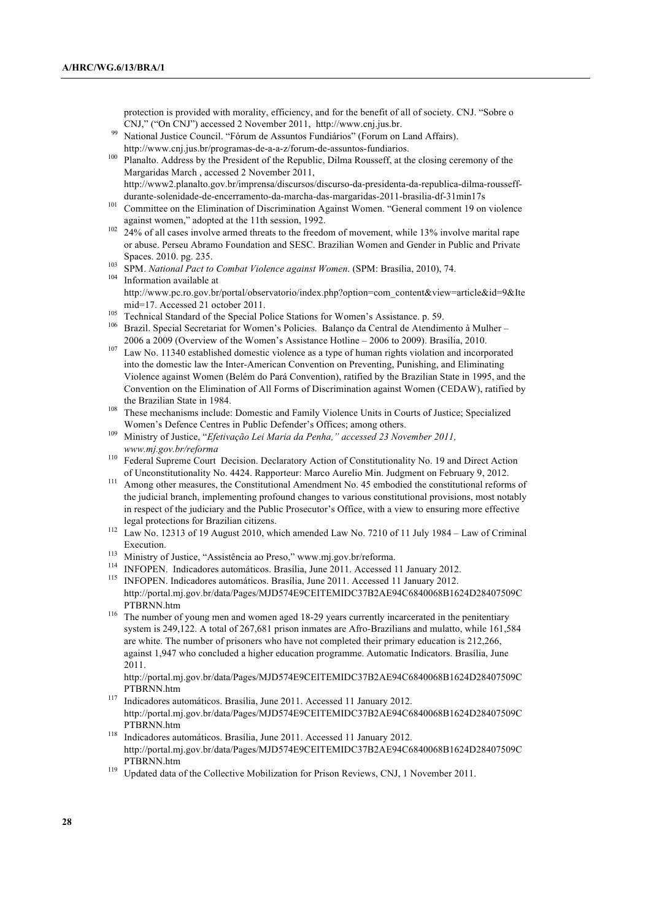protection is provided with morality, efficiency, and for the benefit of all of society. CNJ. "Sobre o CNJ," ("On CNJ") accessed 2 November 2011, http://www.cnj.jus.br.

[99] National Justice Council. "Fórum de Assuntos Fundiários" (Forum on Land Affairs). http://www.cnj.jus.br/programas-de-a-a-z/forum-de-assuntos-fundiarios.

[100] Planalto. Address by the President of the Republic, Dilma Rousseff, at the closing ceremony of the Margaridas March , accessed 2 November 2011, http://www2.planalto.gov.br/imprensa/discursos/discurso-da-presidenta-da-republica-dilma-rousseff-durante-solenidade-de-encerramento-da-marcha-das-margaridas-2011-brasilia-df-31min17s

[101] Committee on the Elimination of Discrimination Against Women. "General comment 19 on violence against women," adopted at the 11th session, 1992.

[102] 24% of all cases involve armed threats to the freedom of movement, while 13% involve marital rape or abuse. Perseu Abramo Foundation and SESC. Brazilian Women and Gender in Public and Private Spaces. 2010. pg. 235.

[103] SPM. *National Pact to Combat Violence against Women*. (SPM: Brasília, 2010), 74.

[104] Information available at http://www.pc.ro.gov.br/portal/observatorio/index.php?option=com_content&view=article&id=9&Itemid=17. Accessed 21 october 2011.

[105] Technical Standard of the Special Police Stations for Women's Assistance. p. 59.

[106] Brazil. Special Secretariat for Women's Policies. Balanço da Central de Atendimento à Mulher – 2006 a 2009 (Overview of the Women's Assistance Hotline – 2006 to 2009). Brasília, 2010.

[107] Law No. 11340 established domestic violence as a type of human rights violation and incorporated into the domestic law the Inter-American Convention on Preventing, Punishing, and Eliminating Violence against Women (Belém do Pará Convention), ratified by the Brazilian State in 1995, and the Convention on the Elimination of All Forms of Discrimination against Women (CEDAW), ratified by the Brazilian State in 1984.

[108] These mechanisms include: Domestic and Family Violence Units in Courts of Justice; Specialized Women's Defence Centres in Public Defender's Offices; among others.

[109] Ministry of Justice, "*Efetivação Lei Maria da Penha," accessed 23 November 2011, www.mj.gov.br/reforma*

[110] Federal Supreme Court Decision. Declaratory Action of Constitutionality No. 19 and Direct Action of Unconstitutionality No. 4424. Rapporteur: Marco Aurelio Min. Judgment on February 9, 2012.

[111] Among other measures, the Constitutional Amendment No. 45 embodied the constitutional reforms of the judicial branch, implementing profound changes to various constitutional provisions, most notably in respect of the judiciary and the Public Prosecutor's Office, with a view to ensuring more effective legal protections for Brazilian citizens.

[112] Law No. 12313 of 19 August 2010, which amended Law No. 7210 of 11 July 1984 – Law of Criminal Execution.

[113] Ministry of Justice, "Assistência ao Preso," www.mj.gov.br/reforma.

[114] INFOPEN. Indicadores automáticos. Brasília, June 2011. Accessed 11 January 2012.

[115] INFOPEN. Indicadores automáticos. Brasília, June 2011. Accessed 11 January 2012. http://portal.mj.gov.br/data/Pages/MJD574E9CEITEMIDC37B2AE94C6840068B1624D28407509CPTBRNN.htm

[116] The number of young men and women aged 18-29 years currently incarcerated in the penitentiary system is 249,122. A total of 267,681 prison inmates are Afro-Brazilians and mulatto, while 161,584 are white. The number of prisoners who have not completed their primary education is 212,266, against 1,947 who concluded a higher education programme. Automatic Indicators. Brasília, June 2011. http://portal.mj.gov.br/data/Pages/MJD574E9CEITEMIDC37B2AE94C6840068B1624D28407509CPTBRNN.htm

[117] Indicadores automáticos. Brasília, June 2011. Accessed 11 January 2012. http://portal.mj.gov.br/data/Pages/MJD574E9CEITEMIDC37B2AE94C6840068B1624D28407509CPTBRNN.htm

[118] Indicadores automáticos. Brasília, June 2011. Accessed 11 January 2012. http://portal.mj.gov.br/data/Pages/MJD574E9CEITEMIDC37B2AE94C6840068B1624D28407509CPTBRNN.htm

[119] Updated data of the Collective Mobilization for Prison Reviews, CNJ, 1 November 2011.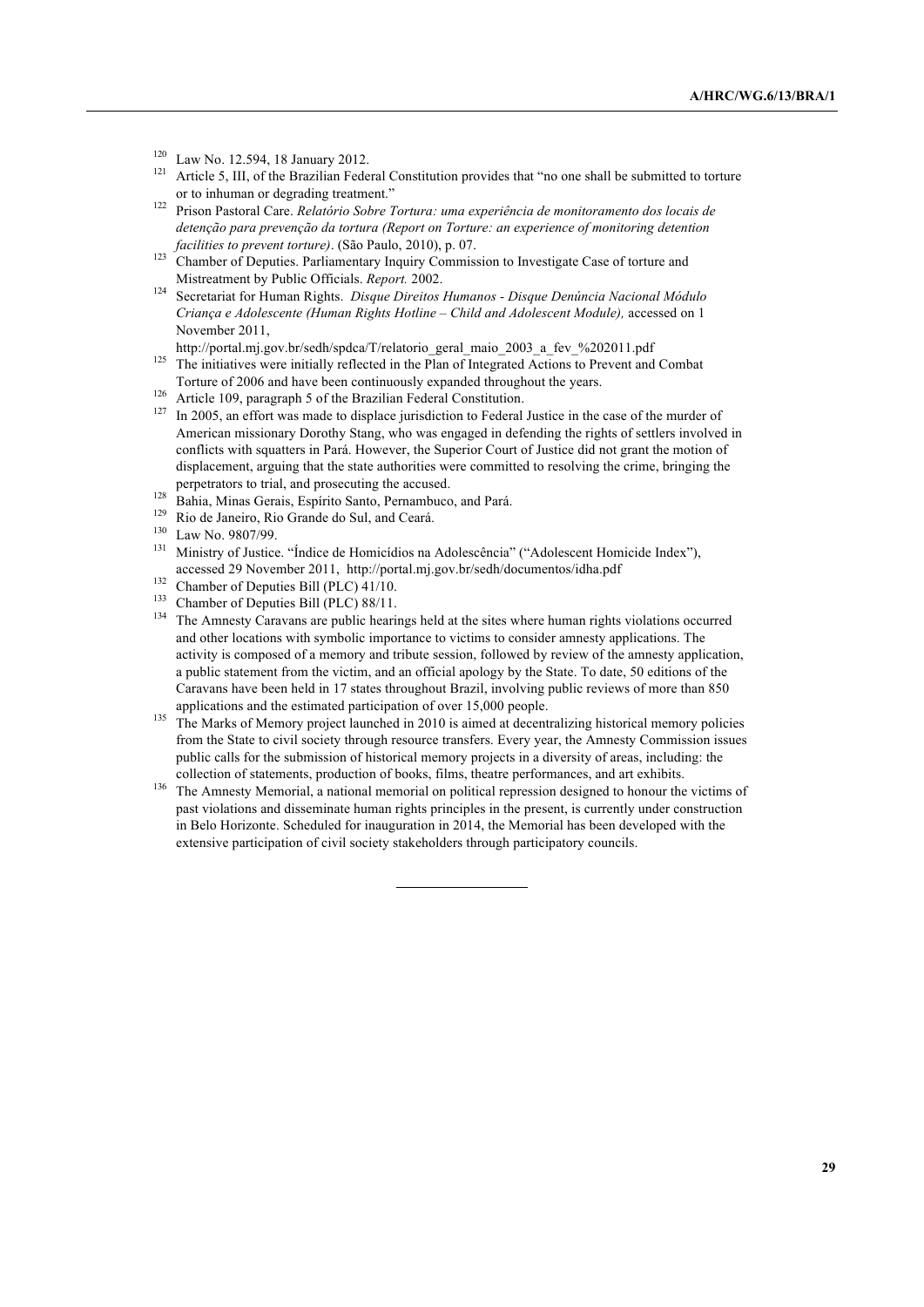[120] Law No. 12.594, 18 January 2012.

[121] Article 5, III, of the Brazilian Federal Constitution provides that "no one shall be submitted to torture or to inhuman or degrading treatment."

[122] Prison Pastoral Care. *Relatório Sobre Tortura: uma experiência de monitoramento dos locais de detenção para prevenção da tortura (Report on Torture: an experience of monitoring detention facilities to prevent torture)*. (São Paulo, 2010), p. 07.

[123] Chamber of Deputies. Parliamentary Inquiry Commission to Investigate Case of torture and Mistreatment by Public Officials. *Report.* 2002.

[124] Secretariat for Human Rights. *Disque Direitos Humanos - Disque Denúncia Nacional Módulo Criança e Adolescente (Human Rights Hotline – Child and Adolescent Module),* accessed on 1 November 2011, http://portal.mj.gov.br/sedh/spdca/T/relatorio_geral_maio_2003_a_fev_%202011.pdf

[125] The initiatives were initially reflected in the Plan of Integrated Actions to Prevent and Combat Torture of 2006 and have been continuously expanded throughout the years.

[126] Article 109, paragraph 5 of the Brazilian Federal Constitution.

[127] In 2005, an effort was made to displace jurisdiction to Federal Justice in the case of the murder of American missionary Dorothy Stang, who was engaged in defending the rights of settlers involved in conflicts with squatters in Pará. However, the Superior Court of Justice did not grant the motion of displacement, arguing that the state authorities were committed to resolving the crime, bringing the perpetrators to trial, and prosecuting the accused.

[128] Bahia, Minas Gerais, Espírito Santo, Pernambuco, and Pará.

[129] Rio de Janeiro, Rio Grande do Sul, and Ceará.

[130] Law No. 9807/99.

[131] Ministry of Justice. "Índice de Homicídios na Adolescência" ("Adolescent Homicide Index"), accessed 29 November 2011, http://portal.mj.gov.br/sedh/documentos/idha.pdf

[132] Chamber of Deputies Bill (PLC) 41/10.

[133] Chamber of Deputies Bill (PLC) 88/11.

[134] The Amnesty Caravans are public hearings held at the sites where human rights violations occurred and other locations with symbolic importance to victims to consider amnesty applications. The activity is composed of a memory and tribute session, followed by review of the amnesty application, a public statement from the victim, and an official apology by the State. To date, 50 editions of the Caravans have been held in 17 states throughout Brazil, involving public reviews of more than 850 applications and the estimated participation of over 15,000 people.

[135] The Marks of Memory project launched in 2010 is aimed at decentralizing historical memory policies from the State to civil society through resource transfers. Every year, the Amnesty Commission issues public calls for the submission of historical memory projects in a diversity of areas, including: the collection of statements, production of books, films, theatre performances, and art exhibits.

[136] The Amnesty Memorial, a national memorial on political repression designed to honour the victims of past violations and disseminate human rights principles in the present, is currently under construction in Belo Horizonte. Scheduled for inauguration in 2014, the Memorial has been developed with the extensive participation of civil society stakeholders through participatory councils.